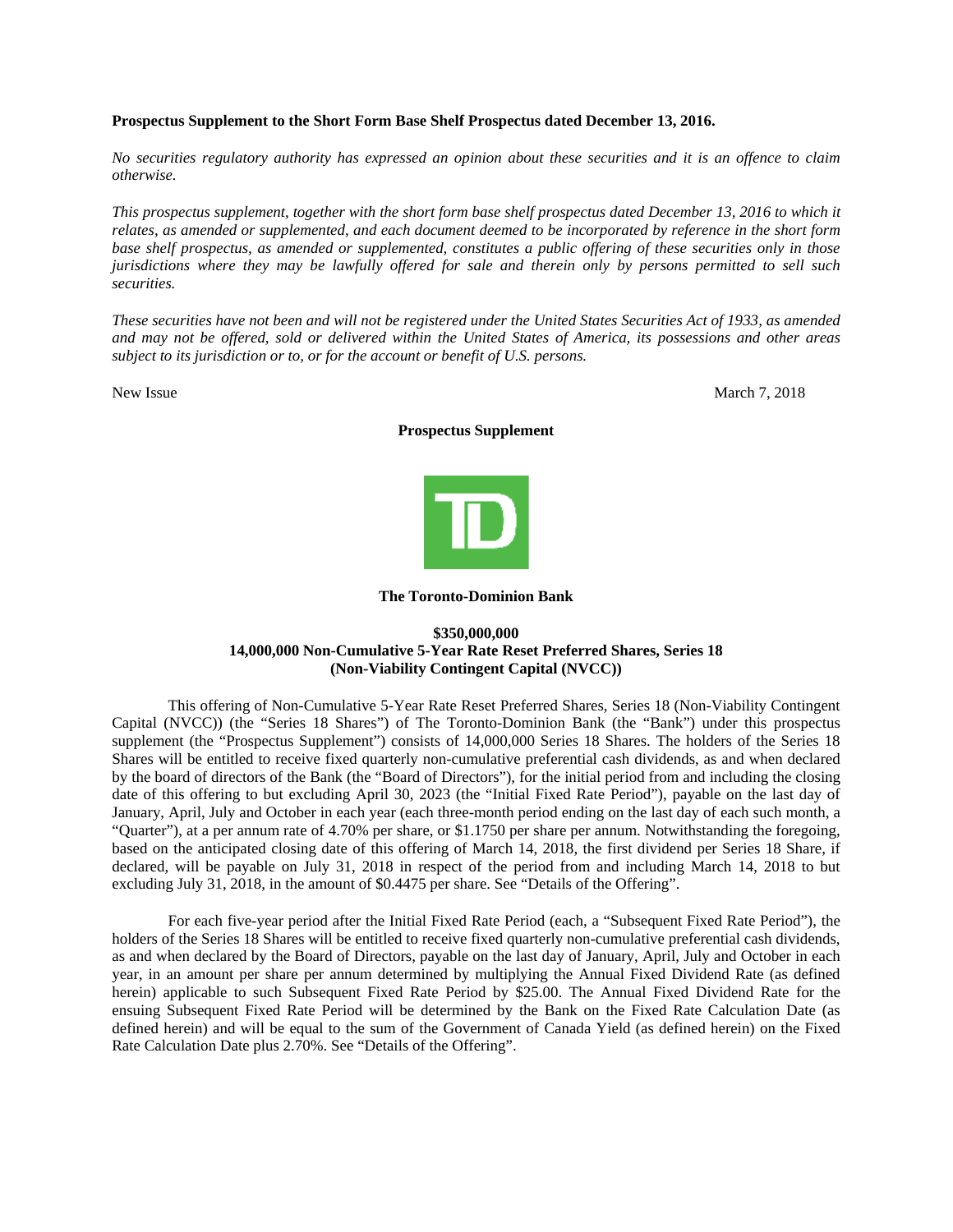**Prospectus Supplement to the Short Form Base Shelf Prospectus dated December 13, 2016.**

*No securities regulatory authority has expressed an opinion about these securities and it is an offence to claim otherwise.*

*This prospectus supplement, together with the short form base shelf prospectus dated December 13, 2016 to which it relates, as amended or supplemented, and each document deemed to be incorporated by reference in the short form base shelf prospectus, as amended or supplemented, constitutes a public offering of these securities only in those jurisdictions where they may be lawfully offered for sale and therein only by persons permitted to sell such securities.*

*These securities have not been and will not be registered under the United States Securities Act of 1933, as amended and may not be offered, sold or delivered within the United States of America, its possessions and other areas subject to its jurisdiction or to, or for the account or benefit of U.S. persons.*

New Issue March 7, 2018

**Prospectus Supplement**

**The Toronto-Dominion Bank**

**$350,000,000**
**14,000,000 Non-Cumulative 5-Year Rate Reset Preferred Shares, Series 18**
**(Non-Viability Contingent Capital (NVCC))**

This offering of Non-Cumulative 5-Year Rate Reset Preferred Shares, Series 18 (Non-Viability Contingent Capital (NVCC)) (the "Series 18 Shares") of The Toronto-Dominion Bank (the "Bank") under this prospectus supplement (the "Prospectus Supplement") consists of 14,000,000 Series 18 Shares. The holders of the Series 18 Shares will be entitled to receive fixed quarterly non-cumulative preferential cash dividends, as and when declared by the board of directors of the Bank (the "Board of Directors"), for the initial period from and including the closing date of this offering to but excluding April 30, 2023 (the "Initial Fixed Rate Period"), payable on the last day of January, April, July and October in each year (each three-month period ending on the last day of each such month, a "Quarter"), at a per annum rate of 4.70% per share, or $1.1750 per share per annum. Notwithstanding the foregoing, based on the anticipated closing date of this offering of March 14, 2018, the first dividend per Series 18 Share, if declared, will be payable on July 31, 2018 in respect of the period from and including March 14, 2018 to but excluding July 31, 2018, in the amount of $0.4475 per share. See "Details of the Offering".

For each five-year period after the Initial Fixed Rate Period (each, a "Subsequent Fixed Rate Period"), the holders of the Series 18 Shares will be entitled to receive fixed quarterly non-cumulative preferential cash dividends, as and when declared by the Board of Directors, payable on the last day of January, April, July and October in each year, in an amount per share per annum determined by multiplying the Annual Fixed Dividend Rate (as defined herein) applicable to such Subsequent Fixed Rate Period by $25.00. The Annual Fixed Dividend Rate for the ensuing Subsequent Fixed Rate Period will be determined by the Bank on the Fixed Rate Calculation Date (as defined herein) and will be equal to the sum of the Government of Canada Yield (as defined herein) on the Fixed Rate Calculation Date plus 2.70%. See "Details of the Offering".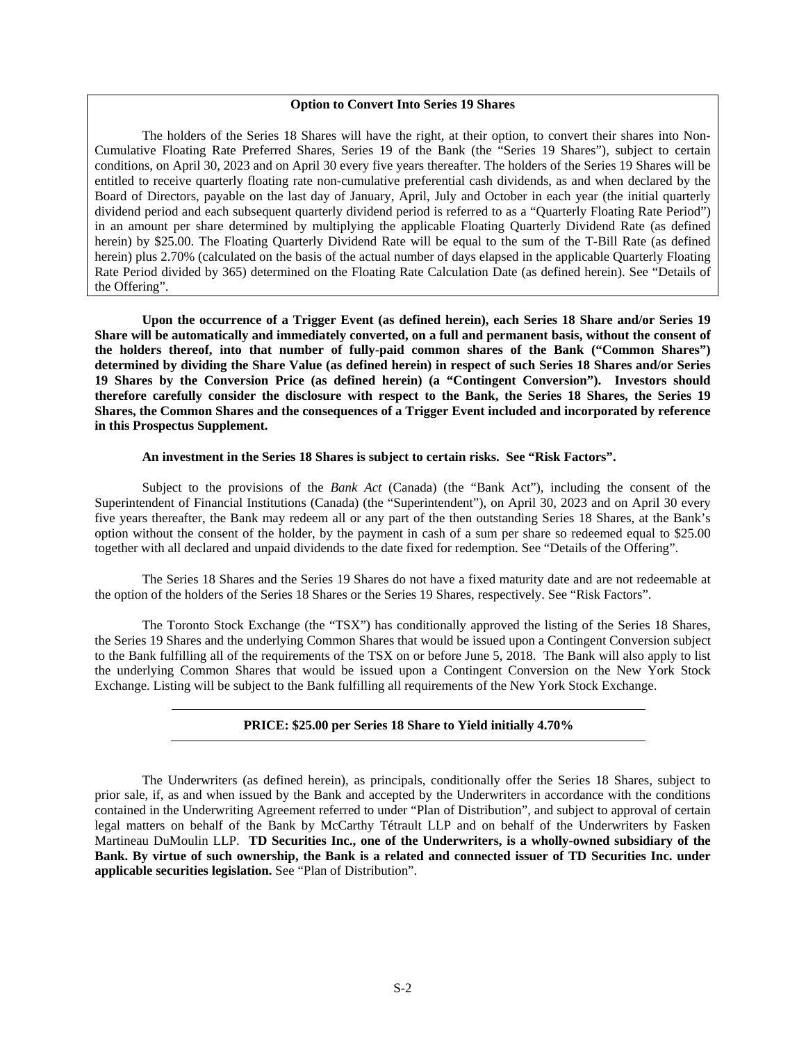**Option to Convert Into Series 19 Shares**

The holders of the Series 18 Shares will have the right, at their option, to convert their shares into Non-Cumulative Floating Rate Preferred Shares, Series 19 of the Bank (the "Series 19 Shares"), subject to certain conditions, on April 30, 2023 and on April 30 every five years thereafter. The holders of the Series 19 Shares will be entitled to receive quarterly floating rate non-cumulative preferential cash dividends, as and when declared by the Board of Directors, payable on the last day of January, April, July and October in each year (the initial quarterly dividend period and each subsequent quarterly dividend period is referred to as a "Quarterly Floating Rate Period") in an amount per share determined by multiplying the applicable Floating Quarterly Dividend Rate (as defined herein) by $25.00. The Floating Quarterly Dividend Rate will be equal to the sum of the T-Bill Rate (as defined herein) plus 2.70% (calculated on the basis of the actual number of days elapsed in the applicable Quarterly Floating Rate Period divided by 365) determined on the Floating Rate Calculation Date (as defined herein). See "Details of the Offering".

**Upon the occurrence of a Trigger Event (as defined herein), each Series 18 Share and/or Series 19 Share will be automatically and immediately converted, on a full and permanent basis, without the consent of the holders thereof, into that number of fully-paid common shares of the Bank ("Common Shares") determined by dividing the Share Value (as defined herein) in respect of such Series 18 Shares and/or Series 19 Shares by the Conversion Price (as defined herein) (a "Contingent Conversion"). Investors should therefore carefully consider the disclosure with respect to the Bank, the Series 18 Shares, the Series 19 Shares, the Common Shares and the consequences of a Trigger Event included and incorporated by reference in this Prospectus Supplement.**

**An investment in the Series 18 Shares is subject to certain risks. See "Risk Factors".**

Subject to the provisions of the *Bank Act* (Canada) (the "Bank Act"), including the consent of the Superintendent of Financial Institutions (Canada) (the "Superintendent"), on April 30, 2023 and on April 30 every five years thereafter, the Bank may redeem all or any part of the then outstanding Series 18 Shares, at the Bank's option without the consent of the holder, by the payment in cash of a sum per share so redeemed equal to $25.00 together with all declared and unpaid dividends to the date fixed for redemption. See "Details of the Offering".

The Series 18 Shares and the Series 19 Shares do not have a fixed maturity date and are not redeemable at the option of the holders of the Series 18 Shares or the Series 19 Shares, respectively. See "Risk Factors".

The Toronto Stock Exchange (the "TSX") has conditionally approved the listing of the Series 18 Shares, the Series 19 Shares and the underlying Common Shares that would be issued upon a Contingent Conversion subject to the Bank fulfilling all of the requirements of the TSX on or before June 5, 2018. The Bank will also apply to list the underlying Common Shares that would be issued upon a Contingent Conversion on the New York Stock Exchange. Listing will be subject to the Bank fulfilling all requirements of the New York Stock Exchange.

---

**PRICE: $25.00 per Series 18 Share to Yield initially 4.70%**

---

The Underwriters (as defined herein), as principals, conditionally offer the Series 18 Shares, subject to prior sale, if, as and when issued by the Bank and accepted by the Underwriters in accordance with the conditions contained in the Underwriting Agreement referred to under "Plan of Distribution", and subject to approval of certain legal matters on behalf of the Bank by McCarthy Tétrault LLP and on behalf of the Underwriters by Fasken Martineau DuMoulin LLP. **TD Securities Inc., one of the Underwriters, is a wholly-owned subsidiary of the Bank. By virtue of such ownership, the Bank is a related and connected issuer of TD Securities Inc. under applicable securities legislation.** See "Plan of Distribution".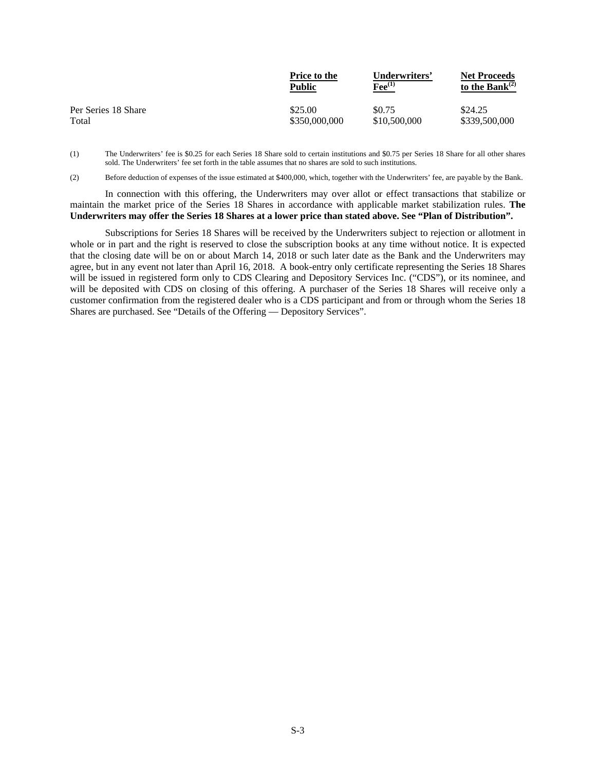| | Price to the Public | Underwriters' Fee[(1)] | Net Proceeds to the Bank[(2)] |
|---|---|---|---|
| Per Series 18 Share | $25.00 | $0.75 | $24.25 |
| Total | $350,000,000 | $10,500,000 | $339,500,000 |

(1) The Underwriters' fee is $0.25 for each Series 18 Share sold to certain institutions and $0.75 per Series 18 Share for all other shares sold. The Underwriters' fee set forth in the table assumes that no shares are sold to such institutions.

(2) Before deduction of expenses of the issue estimated at $400,000, which, together with the Underwriters' fee, are payable by the Bank.

In connection with this offering, the Underwriters may over allot or effect transactions that stabilize or maintain the market price of the Series 18 Shares in accordance with applicable market stabilization rules. **The Underwriters may offer the Series 18 Shares at a lower price than stated above. See "Plan of Distribution".**

Subscriptions for Series 18 Shares will be received by the Underwriters subject to rejection or allotment in whole or in part and the right is reserved to close the subscription books at any time without notice. It is expected that the closing date will be on or about March 14, 2018 or such later date as the Bank and the Underwriters may agree, but in any event not later than April 16, 2018. A book-entry only certificate representing the Series 18 Shares will be issued in registered form only to CDS Clearing and Depository Services Inc. ("CDS"), or its nominee, and will be deposited with CDS on closing of this offering. A purchaser of the Series 18 Shares will receive only a customer confirmation from the registered dealer who is a CDS participant and from or through whom the Series 18 Shares are purchased. See "Details of the Offering — Depository Services".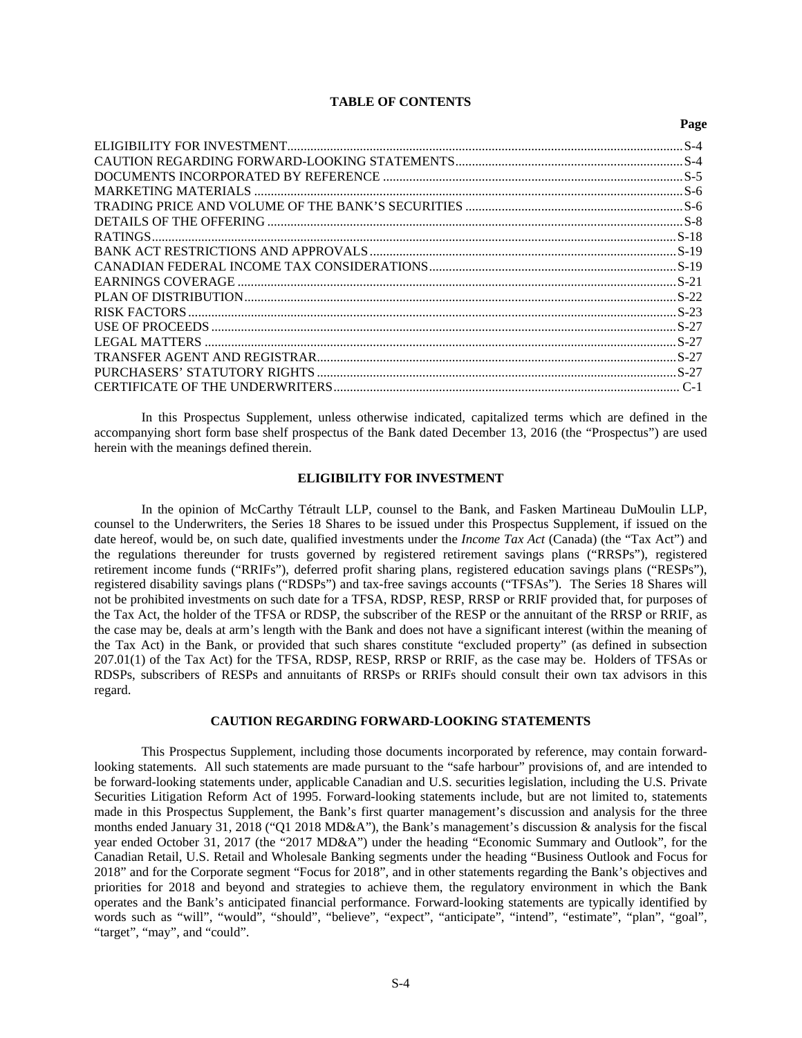**TABLE OF CONTENTS**

| | Page |
|---|---|
| ELIGIBILITY FOR INVESTMENT | S-4 |
| CAUTION REGARDING FORWARD-LOOKING STATEMENTS | S-4 |
| DOCUMENTS INCORPORATED BY REFERENCE | S-5 |
| MARKETING MATERIALS | S-6 |
| TRADING PRICE AND VOLUME OF THE BANK'S SECURITIES | S-6 |
| DETAILS OF THE OFFERING | S-8 |
| RATINGS | S-18 |
| BANK ACT RESTRICTIONS AND APPROVALS | S-19 |
| CANADIAN FEDERAL INCOME TAX CONSIDERATIONS | S-19 |
| EARNINGS COVERAGE | S-21 |
| PLAN OF DISTRIBUTION | S-22 |
| RISK FACTORS | S-23 |
| USE OF PROCEEDS | S-27 |
| LEGAL MATTERS | S-27 |
| TRANSFER AGENT AND REGISTRAR | S-27 |
| PURCHASERS' STATUTORY RIGHTS | S-27 |
| CERTIFICATE OF THE UNDERWRITERS | C-1 |

In this Prospectus Supplement, unless otherwise indicated, capitalized terms which are defined in the accompanying short form base shelf prospectus of the Bank dated December 13, 2016 (the "Prospectus") are used herein with the meanings defined therein.

## ELIGIBILITY FOR INVESTMENT

In the opinion of McCarthy Tétrault LLP, counsel to the Bank, and Fasken Martineau DuMoulin LLP, counsel to the Underwriters, the Series 18 Shares to be issued under this Prospectus Supplement, if issued on the date hereof, would be, on such date, qualified investments under the *Income Tax Act* (Canada) (the "Tax Act") and the regulations thereunder for trusts governed by registered retirement savings plans ("RRSPs"), registered retirement income funds ("RRIFs"), deferred profit sharing plans, registered education savings plans ("RESPs"), registered disability savings plans ("RDSPs") and tax-free savings accounts ("TFSAs"). The Series 18 Shares will not be prohibited investments on such date for a TFSA, RDSP, RESP, RRSP or RRIF provided that, for purposes of the Tax Act, the holder of the TFSA or RDSP, the subscriber of the RESP or the annuitant of the RRSP or RRIF, as the case may be, deals at arm's length with the Bank and does not have a significant interest (within the meaning of the Tax Act) in the Bank, or provided that such shares constitute "excluded property" (as defined in subsection 207.01(1) of the Tax Act) for the TFSA, RDSP, RESP, RRSP or RRIF, as the case may be. Holders of TFSAs or RDSPs, subscribers of RESPs and annuitants of RRSPs or RRIFs should consult their own tax advisors in this regard.

## CAUTION REGARDING FORWARD-LOOKING STATEMENTS

This Prospectus Supplement, including those documents incorporated by reference, may contain forward-looking statements. All such statements are made pursuant to the "safe harbour" provisions of, and are intended to be forward-looking statements under, applicable Canadian and U.S. securities legislation, including the U.S. Private Securities Litigation Reform Act of 1995. Forward-looking statements include, but are not limited to, statements made in this Prospectus Supplement, the Bank's first quarter management's discussion and analysis for the three months ended January 31, 2018 ("Q1 2018 MD&A"), the Bank's management's discussion & analysis for the fiscal year ended October 31, 2017 (the "2017 MD&A") under the heading "Economic Summary and Outlook", for the Canadian Retail, U.S. Retail and Wholesale Banking segments under the heading "Business Outlook and Focus for 2018" and for the Corporate segment "Focus for 2018", and in other statements regarding the Bank's objectives and priorities for 2018 and beyond and strategies to achieve them, the regulatory environment in which the Bank operates and the Bank's anticipated financial performance. Forward-looking statements are typically identified by words such as "will", "would", "should", "believe", "expect", "anticipate", "intend", "estimate", "plan", "goal", "target", "may", and "could".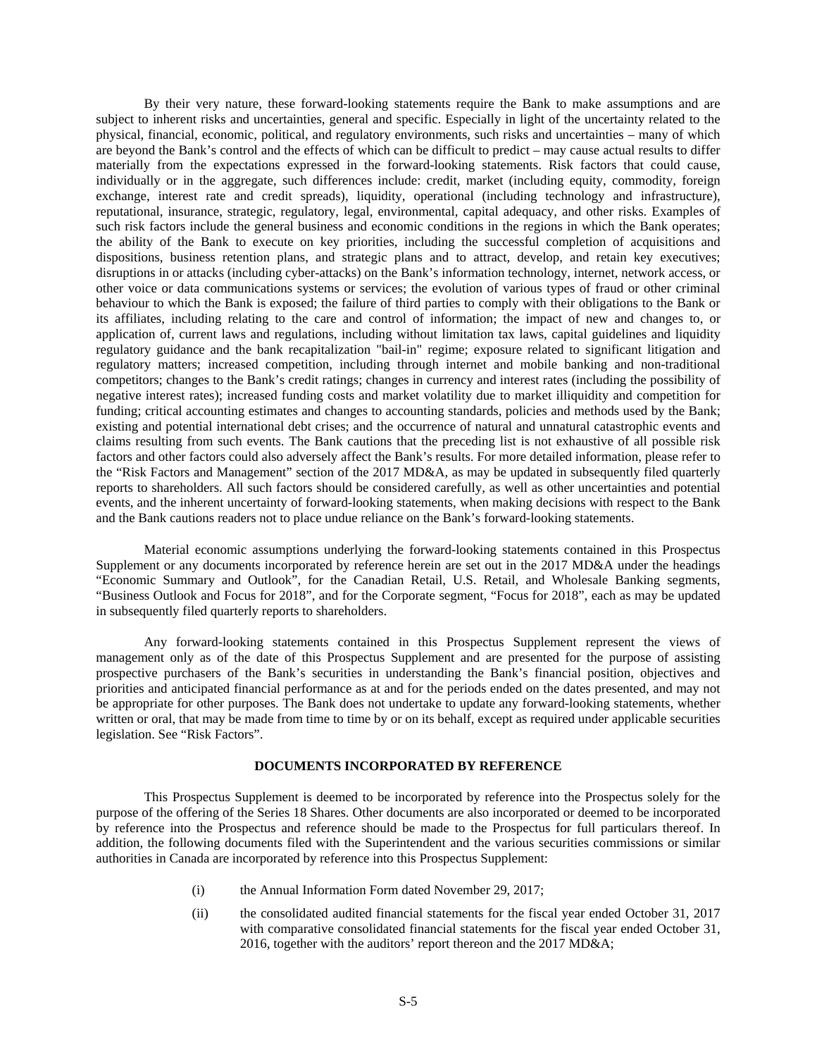By their very nature, these forward-looking statements require the Bank to make assumptions and are subject to inherent risks and uncertainties, general and specific. Especially in light of the uncertainty related to the physical, financial, economic, political, and regulatory environments, such risks and uncertainties – many of which are beyond the Bank's control and the effects of which can be difficult to predict – may cause actual results to differ materially from the expectations expressed in the forward-looking statements. Risk factors that could cause, individually or in the aggregate, such differences include: credit, market (including equity, commodity, foreign exchange, interest rate and credit spreads), liquidity, operational (including technology and infrastructure), reputational, insurance, strategic, regulatory, legal, environmental, capital adequacy, and other risks. Examples of such risk factors include the general business and economic conditions in the regions in which the Bank operates; the ability of the Bank to execute on key priorities, including the successful completion of acquisitions and dispositions, business retention plans, and strategic plans and to attract, develop, and retain key executives; disruptions in or attacks (including cyber-attacks) on the Bank's information technology, internet, network access, or other voice or data communications systems or services; the evolution of various types of fraud or other criminal behaviour to which the Bank is exposed; the failure of third parties to comply with their obligations to the Bank or its affiliates, including relating to the care and control of information; the impact of new and changes to, or application of, current laws and regulations, including without limitation tax laws, capital guidelines and liquidity regulatory guidance and the bank recapitalization "bail-in" regime; exposure related to significant litigation and regulatory matters; increased competition, including through internet and mobile banking and non-traditional competitors; changes to the Bank's credit ratings; changes in currency and interest rates (including the possibility of negative interest rates); increased funding costs and market volatility due to market illiquidity and competition for funding; critical accounting estimates and changes to accounting standards, policies and methods used by the Bank; existing and potential international debt crises; and the occurrence of natural and unnatural catastrophic events and claims resulting from such events. The Bank cautions that the preceding list is not exhaustive of all possible risk factors and other factors could also adversely affect the Bank's results. For more detailed information, please refer to the "Risk Factors and Management" section of the 2017 MD&A, as may be updated in subsequently filed quarterly reports to shareholders. All such factors should be considered carefully, as well as other uncertainties and potential events, and the inherent uncertainty of forward-looking statements, when making decisions with respect to the Bank and the Bank cautions readers not to place undue reliance on the Bank's forward-looking statements.

Material economic assumptions underlying the forward-looking statements contained in this Prospectus Supplement or any documents incorporated by reference herein are set out in the 2017 MD&A under the headings "Economic Summary and Outlook", for the Canadian Retail, U.S. Retail, and Wholesale Banking segments, "Business Outlook and Focus for 2018", and for the Corporate segment, "Focus for 2018", each as may be updated in subsequently filed quarterly reports to shareholders.

Any forward-looking statements contained in this Prospectus Supplement represent the views of management only as of the date of this Prospectus Supplement and are presented for the purpose of assisting prospective purchasers of the Bank's securities in understanding the Bank's financial position, objectives and priorities and anticipated financial performance as at and for the periods ended on the dates presented, and may not be appropriate for other purposes. The Bank does not undertake to update any forward-looking statements, whether written or oral, that may be made from time to time by or on its behalf, except as required under applicable securities legislation. See "Risk Factors".

## DOCUMENTS INCORPORATED BY REFERENCE

This Prospectus Supplement is deemed to be incorporated by reference into the Prospectus solely for the purpose of the offering of the Series 18 Shares. Other documents are also incorporated or deemed to be incorporated by reference into the Prospectus and reference should be made to the Prospectus for full particulars thereof. In addition, the following documents filed with the Superintendent and the various securities commissions or similar authorities in Canada are incorporated by reference into this Prospectus Supplement:

(i) the Annual Information Form dated November 29, 2017;

(ii) the consolidated audited financial statements for the fiscal year ended October 31, 2017 with comparative consolidated financial statements for the fiscal year ended October 31, 2016, together with the auditors' report thereon and the 2017 MD&A;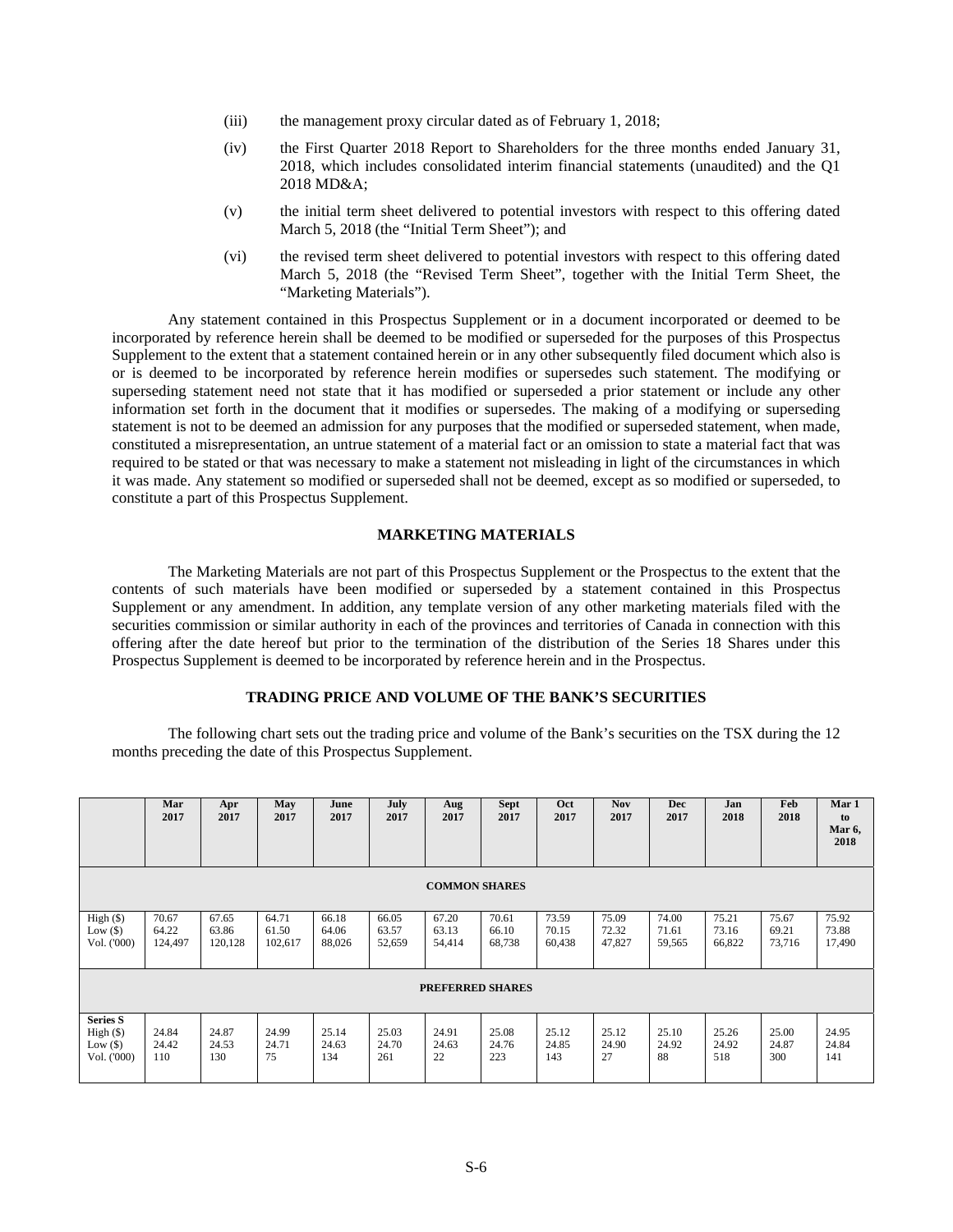(iii) the management proxy circular dated as of February 1, 2018;

(iv) the First Quarter 2018 Report to Shareholders for the three months ended January 31, 2018, which includes consolidated interim financial statements (unaudited) and the Q1 2018 MD&A;

(v) the initial term sheet delivered to potential investors with respect to this offering dated March 5, 2018 (the "Initial Term Sheet"); and

(vi) the revised term sheet delivered to potential investors with respect to this offering dated March 5, 2018 (the "Revised Term Sheet", together with the Initial Term Sheet, the "Marketing Materials").

Any statement contained in this Prospectus Supplement or in a document incorporated or deemed to be incorporated by reference herein shall be deemed to be modified or superseded for the purposes of this Prospectus Supplement to the extent that a statement contained herein or in any other subsequently filed document which also is or is deemed to be incorporated by reference herein modifies or supersedes such statement. The modifying or superseding statement need not state that it has modified or superseded a prior statement or include any other information set forth in the document that it modifies or supersedes. The making of a modifying or superseding statement is not to be deemed an admission for any purposes that the modified or superseded statement, when made, constituted a misrepresentation, an untrue statement of a material fact or an omission to state a material fact that was required to be stated or that was necessary to make a statement not misleading in light of the circumstances in which it was made. Any statement so modified or superseded shall not be deemed, except as so modified or superseded, to constitute a part of this Prospectus Supplement.

## MARKETING MATERIALS

The Marketing Materials are not part of this Prospectus Supplement or the Prospectus to the extent that the contents of such materials have been modified or superseded by a statement contained in this Prospectus Supplement or any amendment. In addition, any template version of any other marketing materials filed with the securities commission or similar authority in each of the provinces and territories of Canada in connection with this offering after the date hereof but prior to the termination of the distribution of the Series 18 Shares under this Prospectus Supplement is deemed to be incorporated by reference herein and in the Prospectus.

## TRADING PRICE AND VOLUME OF THE BANK'S SECURITIES

The following chart sets out the trading price and volume of the Bank's securities on the TSX during the 12 months preceding the date of this Prospectus Supplement.

| | Mar 2017 | Apr 2017 | May 2017 | June 2017 | July 2017 | Aug 2017 | Sept 2017 | Oct 2017 | Nov 2017 | Dec 2017 | Jan 2018 | Feb 2018 | Mar 1 to Mar 6, 2018 |
|---|---|---|---|---|---|---|---|---|---|---|---|---|---|
| **COMMON SHARES** | | | | | | | | | | | | | |
| High ($) | 70.67 | 67.65 | 64.71 | 66.18 | 66.05 | 67.20 | 70.61 | 73.59 | 75.09 | 74.00 | 75.21 | 75.67 | 75.92 |
| Low ($) | 64.22 | 63.86 | 61.50 | 64.06 | 63.57 | 63.13 | 66.10 | 70.15 | 72.32 | 71.61 | 73.16 | 69.21 | 73.88 |
| Vol. ('000) | 124,497 | 120,128 | 102,617 | 88,026 | 52,659 | 54,414 | 68,738 | 60,438 | 47,827 | 59,565 | 66,822 | 73,716 | 17,490 |
| **PREFERRED SHARES** | | | | | | | | | | | | | |
| **Series S** | | | | | | | | | | | | | |
| High ($) | 24.84 | 24.87 | 24.99 | 25.14 | 25.03 | 24.91 | 25.08 | 25.12 | 25.12 | 25.10 | 25.26 | 25.00 | 24.95 |
| Low ($) | 24.42 | 24.53 | 24.71 | 24.63 | 24.70 | 24.63 | 24.76 | 24.85 | 24.90 | 24.92 | 24.92 | 24.87 | 24.84 |
| Vol. ('000) | 110 | 130 | 75 | 134 | 261 | 22 | 223 | 143 | 27 | 88 | 518 | 300 | 141 |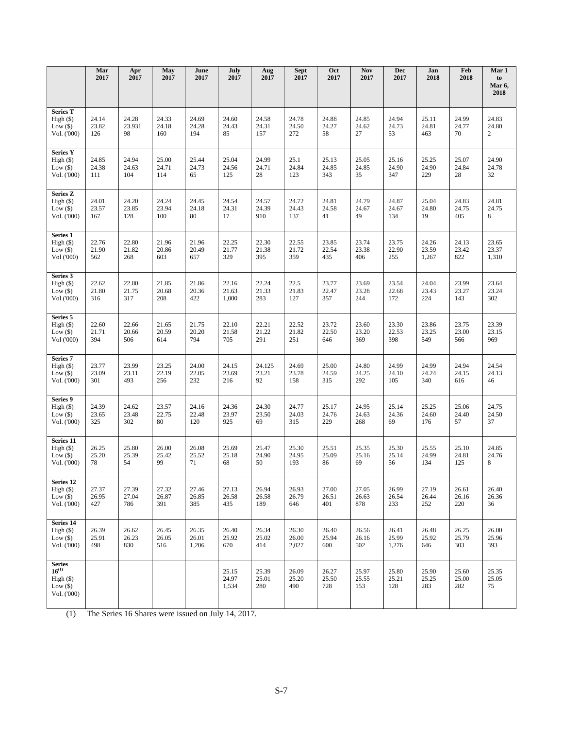| | Mar 2017 | Apr 2017 | May 2017 | June 2017 | July 2017 | Aug 2017 | Sept 2017 | Oct 2017 | Nov 2017 | Dec 2017 | Jan 2018 | Feb 2018 | Mar 1 to Mar 6, 2018 |
|---|---|---|---|---|---|---|---|---|---|---|---|---|---|
| **Series T** | | | | | | | | | | | | | |
| High ($) | 24.14 | 24.28 | 24.33 | 24.69 | 24.60 | 24.58 | 24.78 | 24.88 | 24.85 | 24.94 | 25.11 | 24.99 | 24.83 |
| Low ($) | 23.82 | 23.931 | 24.18 | 24.28 | 24.43 | 24.31 | 24.50 | 24.27 | 24.62 | 24.73 | 24.81 | 24.77 | 24.80 |
| Vol. ('000) | 126 | 98 | 160 | 194 | 85 | 157 | 272 | 58 | 27 | 53 | 463 | 70 | 2 |
| **Series Y** | | | | | | | | | | | | | |
| High ($) | 24.85 | 24.94 | 25.00 | 25.44 | 25.04 | 24.99 | 25.1 | 25.13 | 25.05 | 25.16 | 25.25 | 25.07 | 24.90 |
| Low ($) | 24.38 | 24.63 | 24.71 | 24.73 | 24.56 | 24.71 | 24.84 | 24.85 | 24.85 | 24.90 | 24.90 | 24.84 | 24.78 |
| Vol. ('000) | 111 | 104 | 114 | 65 | 125 | 28 | 123 | 343 | 35 | 347 | 229 | 28 | 32 |
| **Series Z** | | | | | | | | | | | | | |
| High ($) | 24.01 | 24.20 | 24.24 | 24.45 | 24.54 | 24.57 | 24.72 | 24.81 | 24.79 | 24.87 | 25.04 | 24.83 | 24.81 |
| Low ($) | 23.57 | 23.85 | 23.94 | 24.18 | 24.31 | 24.39 | 24.43 | 24.58 | 24.67 | 24.67 | 24.80 | 24.75 | 24.75 |
| Vol. ('000) | 167 | 128 | 100 | 80 | 17 | 910 | 137 | 41 | 49 | 134 | 19 | 405 | 8 |
| **Series 1** | | | | | | | | | | | | | |
| High ($) | 22.76 | 22.80 | 21.96 | 21.96 | 22.25 | 22.30 | 22.55 | 23.85 | 23.74 | 23.75 | 24.26 | 24.13 | 23.65 |
| Low ($) | 21.90 | 21.82 | 20.86 | 20.49 | 21.77 | 21.38 | 21.72 | 22.54 | 23.38 | 22.90 | 23.59 | 23.42 | 23.37 |
| Vol ('000) | 562 | 268 | 603 | 657 | 329 | 395 | 359 | 435 | 406 | 255 | 1,267 | 822 | 1,310 |
| **Series 3** | | | | | | | | | | | | | |
| High ($) | 22.62 | 22.80 | 21.85 | 21.86 | 22.16 | 22.24 | 22.5 | 23.77 | 23.69 | 23.54 | 24.04 | 23.99 | 23.64 |
| Low ($) | 21.80 | 21.75 | 20.68 | 20.36 | 21.63 | 21.33 | 21.83 | 22.47 | 23.28 | 22.68 | 23.43 | 23.27 | 23.24 |
| Vol ('000) | 316 | 317 | 208 | 422 | 1,000 | 283 | 127 | 357 | 244 | 172 | 224 | 143 | 302 |
| **Series 5** | | | | | | | | | | | | | |
| High ($) | 22.60 | 22.66 | 21.65 | 21.75 | 22.10 | 22.21 | 22.52 | 23.72 | 23.60 | 23.30 | 23.86 | 23.75 | 23.39 |
| Low ($) | 21.71 | 20.66 | 20.59 | 20.20 | 21.58 | 21.22 | 21.82 | 22.50 | 23.20 | 22.53 | 23.25 | 23.00 | 23.15 |
| Vol ('000) | 394 | 506 | 614 | 794 | 705 | 291 | 251 | 646 | 369 | 398 | 549 | 566 | 969 |
| **Series 7** | | | | | | | | | | | | | |
| High ($) | 23.77 | 23.99 | 23.25 | 24.00 | 24.15 | 24.125 | 24.69 | 25.00 | 24.80 | 24.99 | 24.99 | 24.94 | 24.54 |
| Low ($) | 23.09 | 23.11 | 22.19 | 22.05 | 23.69 | 23.21 | 23.78 | 24.59 | 24.25 | 24.10 | 24.24 | 24.15 | 24.13 |
| Vol. ('000) | 301 | 493 | 256 | 232 | 216 | 92 | 158 | 315 | 292 | 105 | 340 | 616 | 46 |
| **Series 9** | | | | | | | | | | | | | |
| High ($) | 24.39 | 24.62 | 23.57 | 24.16 | 24.36 | 24.30 | 24.77 | 25.17 | 24.95 | 25.14 | 25.25 | 25.06 | 24.75 |
| Low ($) | 23.65 | 23.48 | 22.75 | 22.48 | 23.97 | 23.50 | 24.03 | 24.76 | 24.63 | 24.36 | 24.60 | 24.40 | 24.50 |
| Vol. ('000) | 325 | 302 | 80 | 120 | 925 | 69 | 315 | 229 | 268 | 69 | 176 | 57 | 37 |
| **Series 11** | | | | | | | | | | | | | |
| High ($) | 26.25 | 25.80 | 26.00 | 26.08 | 25.69 | 25.47 | 25.30 | 25.51 | 25.35 | 25.30 | 25.55 | 25.10 | 24.85 |
| Low ($) | 25.20 | 25.39 | 25.42 | 25.52 | 25.18 | 24.90 | 24.95 | 25.09 | 25.16 | 25.14 | 24.99 | 24.81 | 24.76 |
| Vol. ('000) | 78 | 54 | 99 | 71 | 68 | 50 | 193 | 86 | 69 | 56 | 134 | 125 | 8 |
| **Series 12** | | | | | | | | | | | | | |
| High ($) | 27.37 | 27.39 | 27.32 | 27.46 | 27.13 | 26.94 | 26.93 | 27.00 | 27.05 | 26.99 | 27.19 | 26.61 | 26.40 |
| Low ($) | 26.95 | 27.04 | 26.87 | 26.85 | 26.58 | 26.58 | 26.79 | 26.51 | 26.63 | 26.54 | 26.44 | 26.16 | 26.36 |
| Vol. ('000) | 427 | 786 | 391 | 385 | 435 | 189 | 646 | 401 | 878 | 233 | 252 | 220 | 36 |
| **Series 14** | | | | | | | | | | | | | |
| High ($) | 26.39 | 26.62 | 26.45 | 26.35 | 26.40 | 26.34 | 26.30 | 26.40 | 26.56 | 26.41 | 26.48 | 26.25 | 26.00 |
| Low ($) | 25.91 | 26.23 | 26.05 | 26.01 | 25.92 | 25.02 | 26.00 | 25.94 | 26.16 | 25.99 | 25.92 | 25.79 | 25.96 |
| Vol. ('000) | 498 | 830 | 516 | 1,206 | 670 | 414 | 2,027 | 600 | 502 | 1,276 | 646 | 303 | 393 |
| **Series 16**[(1)] | | | | | | | | | | | | | |
| High ($) | | | | | 25.15 | 25.39 | 26.09 | 26.27 | 25.97 | 25.80 | 25.90 | 25.60 | 25.35 |
| Low ($) | | | | | 24.97 | 25.01 | 25.20 | 25.50 | 25.55 | 25.21 | 25.25 | 25.00 | 25.05 |
| Vol. ('000) | | | | | 1,534 | 280 | 490 | 728 | 153 | 128 | 283 | 282 | 75 |

(1) The Series 16 Shares were issued on July 14, 2017.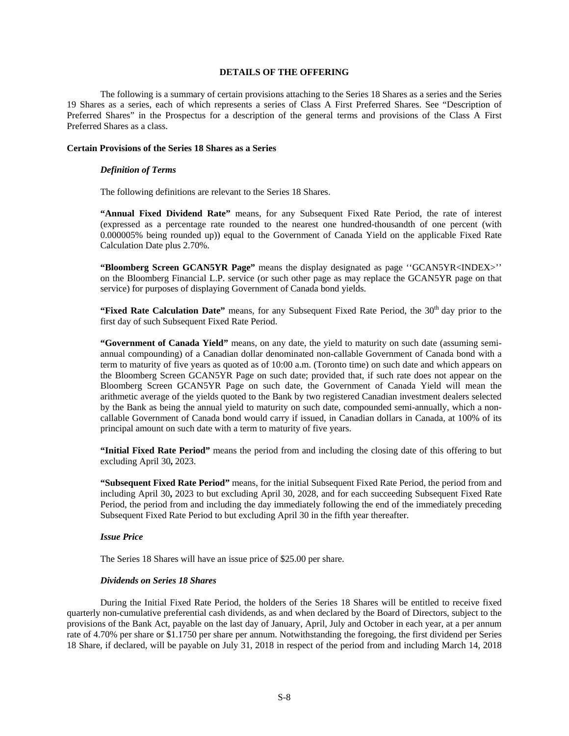## DETAILS OF THE OFFERING

The following is a summary of certain provisions attaching to the Series 18 Shares as a series and the Series 19 Shares as a series, each of which represents a series of Class A First Preferred Shares. See "Description of Preferred Shares" in the Prospectus for a description of the general terms and provisions of the Class A First Preferred Shares as a class.

### Certain Provisions of the Series 18 Shares as a Series

#### *Definition of Terms*

The following definitions are relevant to the Series 18 Shares.

**"Annual Fixed Dividend Rate"** means, for any Subsequent Fixed Rate Period, the rate of interest (expressed as a percentage rate rounded to the nearest one hundred-thousandth of one percent (with 0.000005% being rounded up)) equal to the Government of Canada Yield on the applicable Fixed Rate Calculation Date plus 2.70%.

**"Bloomberg Screen GCAN5YR Page"** means the display designated as page ''GCAN5YR<INDEX>'' on the Bloomberg Financial L.P. service (or such other page as may replace the GCAN5YR page on that service) for purposes of displaying Government of Canada bond yields.

**"Fixed Rate Calculation Date"** means, for any Subsequent Fixed Rate Period, the 30th day prior to the first day of such Subsequent Fixed Rate Period.

**"Government of Canada Yield"** means, on any date, the yield to maturity on such date (assuming semi-annual compounding) of a Canadian dollar denominated non-callable Government of Canada bond with a term to maturity of five years as quoted as of 10:00 a.m. (Toronto time) on such date and which appears on the Bloomberg Screen GCAN5YR Page on such date; provided that, if such rate does not appear on the Bloomberg Screen GCAN5YR Page on such date, the Government of Canada Yield will mean the arithmetic average of the yields quoted to the Bank by two registered Canadian investment dealers selected by the Bank as being the annual yield to maturity on such date, compounded semi-annually, which a non-callable Government of Canada bond would carry if issued, in Canadian dollars in Canada, at 100% of its principal amount on such date with a term to maturity of five years.

**"Initial Fixed Rate Period"** means the period from and including the closing date of this offering to but excluding April 30**,** 2023.

**"Subsequent Fixed Rate Period"** means, for the initial Subsequent Fixed Rate Period, the period from and including April 30**,** 2023 to but excluding April 30, 2028, and for each succeeding Subsequent Fixed Rate Period, the period from and including the day immediately following the end of the immediately preceding Subsequent Fixed Rate Period to but excluding April 30 in the fifth year thereafter.

#### *Issue Price*

The Series 18 Shares will have an issue price of $25.00 per share.

#### *Dividends on Series 18 Shares*

During the Initial Fixed Rate Period, the holders of the Series 18 Shares will be entitled to receive fixed quarterly non-cumulative preferential cash dividends, as and when declared by the Board of Directors, subject to the provisions of the Bank Act, payable on the last day of January, April, July and October in each year, at a per annum rate of 4.70% per share or $1.1750 per share per annum. Notwithstanding the foregoing, the first dividend per Series 18 Share, if declared, will be payable on July 31, 2018 in respect of the period from and including March 14, 2018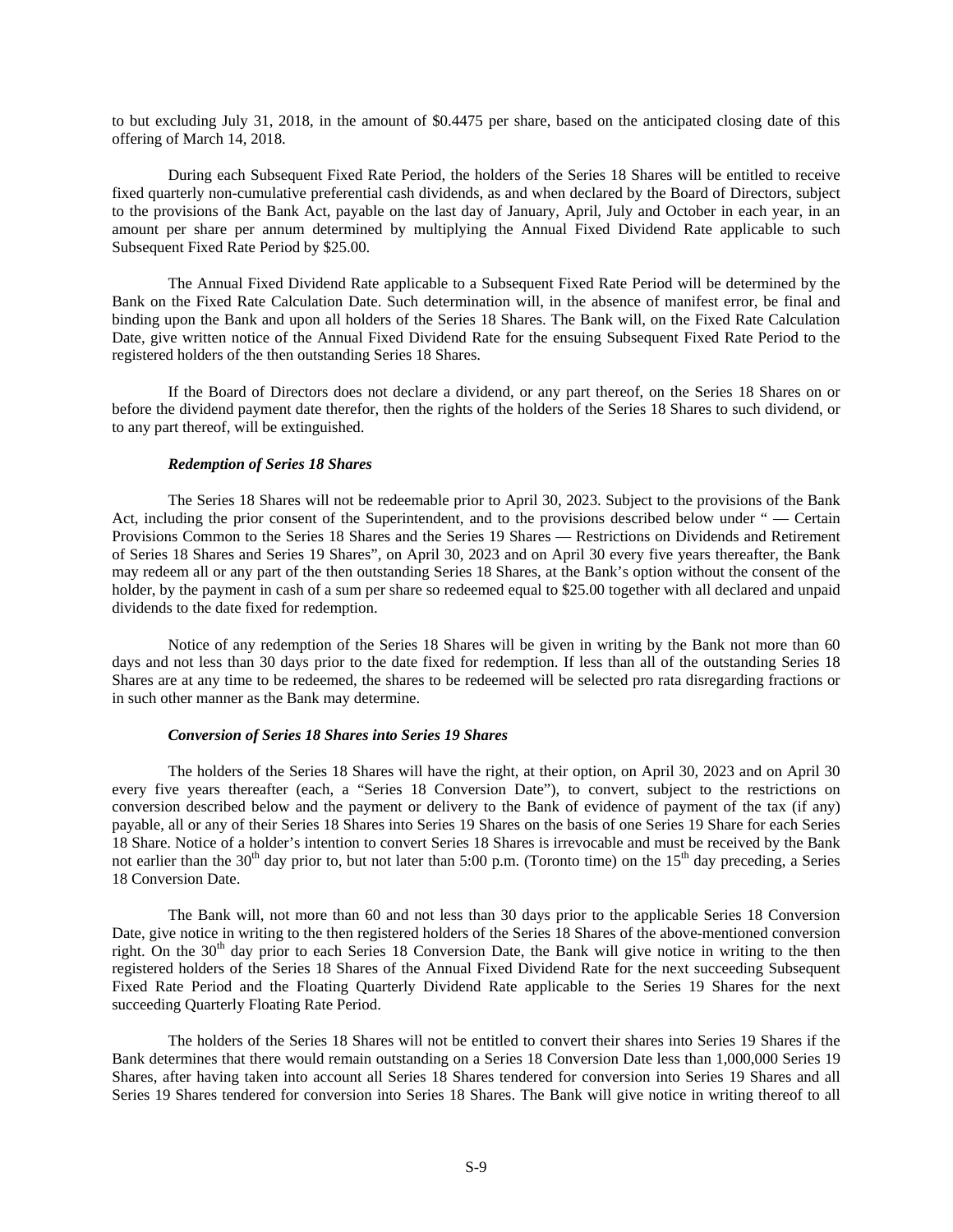to but excluding July 31, 2018, in the amount of $0.4475 per share, based on the anticipated closing date of this offering of March 14, 2018.

During each Subsequent Fixed Rate Period, the holders of the Series 18 Shares will be entitled to receive fixed quarterly non-cumulative preferential cash dividends, as and when declared by the Board of Directors, subject to the provisions of the Bank Act, payable on the last day of January, April, July and October in each year, in an amount per share per annum determined by multiplying the Annual Fixed Dividend Rate applicable to such Subsequent Fixed Rate Period by $25.00.

The Annual Fixed Dividend Rate applicable to a Subsequent Fixed Rate Period will be determined by the Bank on the Fixed Rate Calculation Date. Such determination will, in the absence of manifest error, be final and binding upon the Bank and upon all holders of the Series 18 Shares. The Bank will, on the Fixed Rate Calculation Date, give written notice of the Annual Fixed Dividend Rate for the ensuing Subsequent Fixed Rate Period to the registered holders of the then outstanding Series 18 Shares.

If the Board of Directors does not declare a dividend, or any part thereof, on the Series 18 Shares on or before the dividend payment date therefor, then the rights of the holders of the Series 18 Shares to such dividend, or to any part thereof, will be extinguished.

***Redemption of Series 18 Shares***

The Series 18 Shares will not be redeemable prior to April 30, 2023. Subject to the provisions of the Bank Act, including the prior consent of the Superintendent, and to the provisions described below under " — Certain Provisions Common to the Series 18 Shares and the Series 19 Shares — Restrictions on Dividends and Retirement of Series 18 Shares and Series 19 Shares", on April 30, 2023 and on April 30 every five years thereafter, the Bank may redeem all or any part of the then outstanding Series 18 Shares, at the Bank's option without the consent of the holder, by the payment in cash of a sum per share so redeemed equal to $25.00 together with all declared and unpaid dividends to the date fixed for redemption.

Notice of any redemption of the Series 18 Shares will be given in writing by the Bank not more than 60 days and not less than 30 days prior to the date fixed for redemption. If less than all of the outstanding Series 18 Shares are at any time to be redeemed, the shares to be redeemed will be selected pro rata disregarding fractions or in such other manner as the Bank may determine.

***Conversion of Series 18 Shares into Series 19 Shares***

The holders of the Series 18 Shares will have the right, at their option, on April 30, 2023 and on April 30 every five years thereafter (each, a "Series 18 Conversion Date"), to convert, subject to the restrictions on conversion described below and the payment or delivery to the Bank of evidence of payment of the tax (if any) payable, all or any of their Series 18 Shares into Series 19 Shares on the basis of one Series 19 Share for each Series 18 Share. Notice of a holder's intention to convert Series 18 Shares is irrevocable and must be received by the Bank not earlier than the 30th day prior to, but not later than 5:00 p.m. (Toronto time) on the 15th day preceding, a Series 18 Conversion Date.

The Bank will, not more than 60 and not less than 30 days prior to the applicable Series 18 Conversion Date, give notice in writing to the then registered holders of the Series 18 Shares of the above-mentioned conversion right. On the 30th day prior to each Series 18 Conversion Date, the Bank will give notice in writing to the then registered holders of the Series 18 Shares of the Annual Fixed Dividend Rate for the next succeeding Subsequent Fixed Rate Period and the Floating Quarterly Dividend Rate applicable to the Series 19 Shares for the next succeeding Quarterly Floating Rate Period.

The holders of the Series 18 Shares will not be entitled to convert their shares into Series 19 Shares if the Bank determines that there would remain outstanding on a Series 18 Conversion Date less than 1,000,000 Series 19 Shares, after having taken into account all Series 18 Shares tendered for conversion into Series 19 Shares and all Series 19 Shares tendered for conversion into Series 18 Shares. The Bank will give notice in writing thereof to all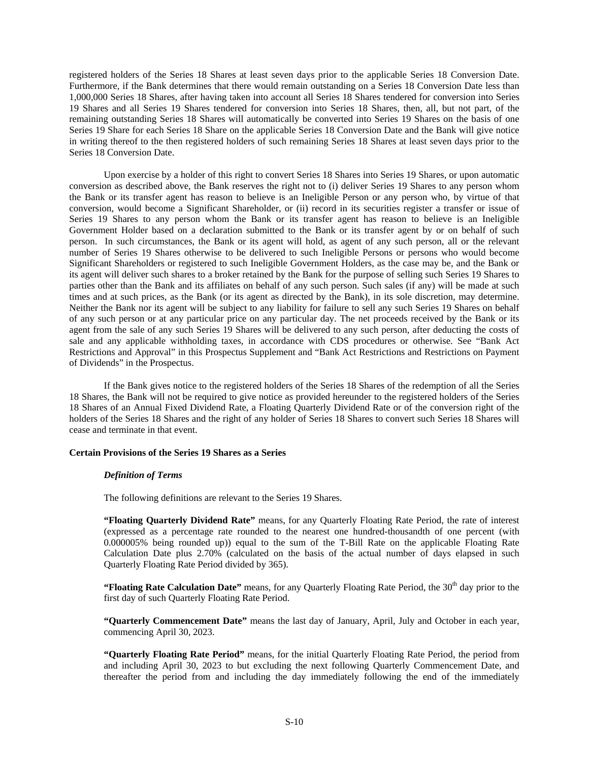registered holders of the Series 18 Shares at least seven days prior to the applicable Series 18 Conversion Date. Furthermore, if the Bank determines that there would remain outstanding on a Series 18 Conversion Date less than 1,000,000 Series 18 Shares, after having taken into account all Series 18 Shares tendered for conversion into Series 19 Shares and all Series 19 Shares tendered for conversion into Series 18 Shares, then, all, but not part, of the remaining outstanding Series 18 Shares will automatically be converted into Series 19 Shares on the basis of one Series 19 Share for each Series 18 Share on the applicable Series 18 Conversion Date and the Bank will give notice in writing thereof to the then registered holders of such remaining Series 18 Shares at least seven days prior to the Series 18 Conversion Date.

Upon exercise by a holder of this right to convert Series 18 Shares into Series 19 Shares, or upon automatic conversion as described above, the Bank reserves the right not to (i) deliver Series 19 Shares to any person whom the Bank or its transfer agent has reason to believe is an Ineligible Person or any person who, by virtue of that conversion, would become a Significant Shareholder, or (ii) record in its securities register a transfer or issue of Series 19 Shares to any person whom the Bank or its transfer agent has reason to believe is an Ineligible Government Holder based on a declaration submitted to the Bank or its transfer agent by or on behalf of such person. In such circumstances, the Bank or its agent will hold, as agent of any such person, all or the relevant number of Series 19 Shares otherwise to be delivered to such Ineligible Persons or persons who would become Significant Shareholders or registered to such Ineligible Government Holders, as the case may be, and the Bank or its agent will deliver such shares to a broker retained by the Bank for the purpose of selling such Series 19 Shares to parties other than the Bank and its affiliates on behalf of any such person. Such sales (if any) will be made at such times and at such prices, as the Bank (or its agent as directed by the Bank), in its sole discretion, may determine. Neither the Bank nor its agent will be subject to any liability for failure to sell any such Series 19 Shares on behalf of any such person or at any particular price on any particular day. The net proceeds received by the Bank or its agent from the sale of any such Series 19 Shares will be delivered to any such person, after deducting the costs of sale and any applicable withholding taxes, in accordance with CDS procedures or otherwise. See "Bank Act Restrictions and Approval" in this Prospectus Supplement and "Bank Act Restrictions and Restrictions on Payment of Dividends" in the Prospectus.

If the Bank gives notice to the registered holders of the Series 18 Shares of the redemption of all the Series 18 Shares, the Bank will not be required to give notice as provided hereunder to the registered holders of the Series 18 Shares of an Annual Fixed Dividend Rate, a Floating Quarterly Dividend Rate or of the conversion right of the holders of the Series 18 Shares and the right of any holder of Series 18 Shares to convert such Series 18 Shares will cease and terminate in that event.

**Certain Provisions of the Series 19 Shares as a Series**

***Definition of Terms***

The following definitions are relevant to the Series 19 Shares.

**"Floating Quarterly Dividend Rate"** means, for any Quarterly Floating Rate Period, the rate of interest (expressed as a percentage rate rounded to the nearest one hundred-thousandth of one percent (with 0.000005% being rounded up)) equal to the sum of the T-Bill Rate on the applicable Floating Rate Calculation Date plus 2.70% (calculated on the basis of the actual number of days elapsed in such Quarterly Floating Rate Period divided by 365).

**"Floating Rate Calculation Date"** means, for any Quarterly Floating Rate Period, the 30th day prior to the first day of such Quarterly Floating Rate Period.

**"Quarterly Commencement Date"** means the last day of January, April, July and October in each year, commencing April 30, 2023.

**"Quarterly Floating Rate Period"** means, for the initial Quarterly Floating Rate Period, the period from and including April 30, 2023 to but excluding the next following Quarterly Commencement Date, and thereafter the period from and including the day immediately following the end of the immediately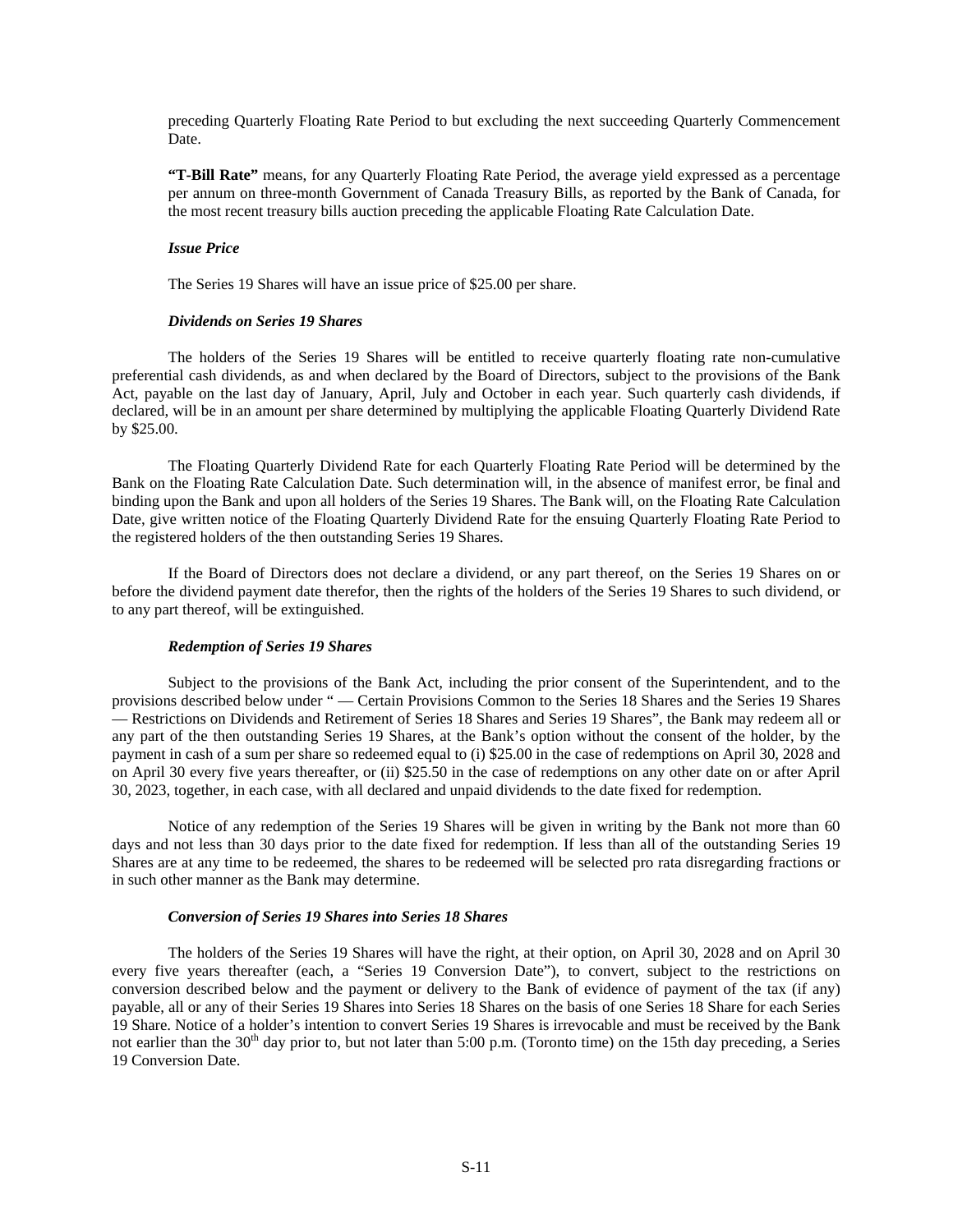preceding Quarterly Floating Rate Period to but excluding the next succeeding Quarterly Commencement Date.

**"T-Bill Rate"** means, for any Quarterly Floating Rate Period, the average yield expressed as a percentage per annum on three-month Government of Canada Treasury Bills, as reported by the Bank of Canada, for the most recent treasury bills auction preceding the applicable Floating Rate Calculation Date.

***Issue Price***

The Series 19 Shares will have an issue price of $25.00 per share.

***Dividends on Series 19 Shares***

The holders of the Series 19 Shares will be entitled to receive quarterly floating rate non-cumulative preferential cash dividends, as and when declared by the Board of Directors, subject to the provisions of the Bank Act, payable on the last day of January, April, July and October in each year. Such quarterly cash dividends, if declared, will be in an amount per share determined by multiplying the applicable Floating Quarterly Dividend Rate by $25.00.

The Floating Quarterly Dividend Rate for each Quarterly Floating Rate Period will be determined by the Bank on the Floating Rate Calculation Date. Such determination will, in the absence of manifest error, be final and binding upon the Bank and upon all holders of the Series 19 Shares. The Bank will, on the Floating Rate Calculation Date, give written notice of the Floating Quarterly Dividend Rate for the ensuing Quarterly Floating Rate Period to the registered holders of the then outstanding Series 19 Shares.

If the Board of Directors does not declare a dividend, or any part thereof, on the Series 19 Shares on or before the dividend payment date therefor, then the rights of the holders of the Series 19 Shares to such dividend, or to any part thereof, will be extinguished.

***Redemption of Series 19 Shares***

Subject to the provisions of the Bank Act, including the prior consent of the Superintendent, and to the provisions described below under " — Certain Provisions Common to the Series 18 Shares and the Series 19 Shares — Restrictions on Dividends and Retirement of Series 18 Shares and Series 19 Shares", the Bank may redeem all or any part of the then outstanding Series 19 Shares, at the Bank's option without the consent of the holder, by the payment in cash of a sum per share so redeemed equal to (i) $25.00 in the case of redemptions on April 30, 2028 and on April 30 every five years thereafter, or (ii) $25.50 in the case of redemptions on any other date on or after April 30, 2023, together, in each case, with all declared and unpaid dividends to the date fixed for redemption.

Notice of any redemption of the Series 19 Shares will be given in writing by the Bank not more than 60 days and not less than 30 days prior to the date fixed for redemption. If less than all of the outstanding Series 19 Shares are at any time to be redeemed, the shares to be redeemed will be selected pro rata disregarding fractions or in such other manner as the Bank may determine.

***Conversion of Series 19 Shares into Series 18 Shares***

The holders of the Series 19 Shares will have the right, at their option, on April 30, 2028 and on April 30 every five years thereafter (each, a "Series 19 Conversion Date"), to convert, subject to the restrictions on conversion described below and the payment or delivery to the Bank of evidence of payment of the tax (if any) payable, all or any of their Series 19 Shares into Series 18 Shares on the basis of one Series 18 Share for each Series 19 Share. Notice of a holder's intention to convert Series 19 Shares is irrevocable and must be received by the Bank not earlier than the 30th day prior to, but not later than 5:00 p.m. (Toronto time) on the 15th day preceding, a Series 19 Conversion Date.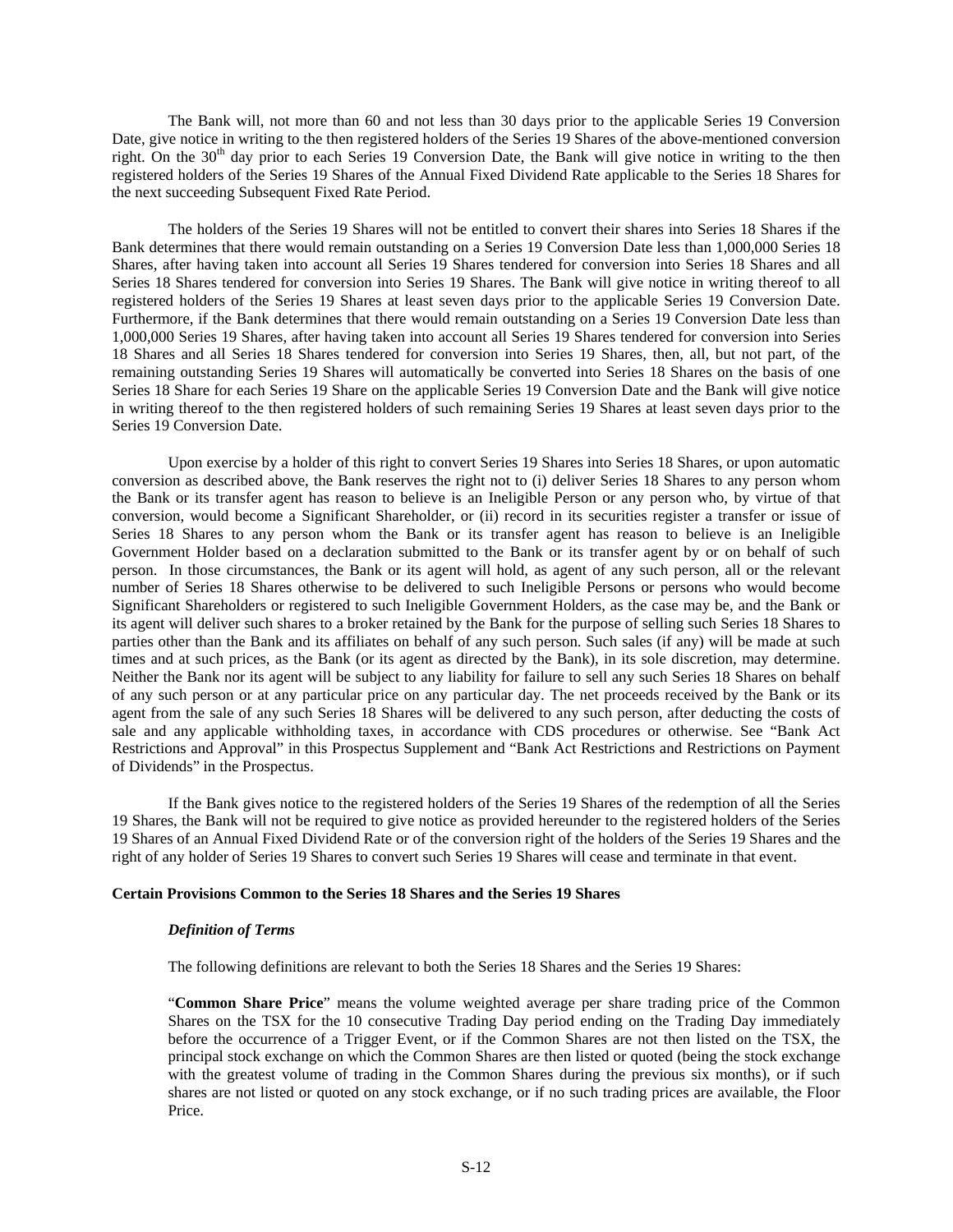The Bank will, not more than 60 and not less than 30 days prior to the applicable Series 19 Conversion Date, give notice in writing to the then registered holders of the Series 19 Shares of the above-mentioned conversion right. On the 30th day prior to each Series 19 Conversion Date, the Bank will give notice in writing to the then registered holders of the Series 19 Shares of the Annual Fixed Dividend Rate applicable to the Series 18 Shares for the next succeeding Subsequent Fixed Rate Period.

The holders of the Series 19 Shares will not be entitled to convert their shares into Series 18 Shares if the Bank determines that there would remain outstanding on a Series 19 Conversion Date less than 1,000,000 Series 18 Shares, after having taken into account all Series 19 Shares tendered for conversion into Series 18 Shares and all Series 18 Shares tendered for conversion into Series 19 Shares. The Bank will give notice in writing thereof to all registered holders of the Series 19 Shares at least seven days prior to the applicable Series 19 Conversion Date. Furthermore, if the Bank determines that there would remain outstanding on a Series 19 Conversion Date less than 1,000,000 Series 19 Shares, after having taken into account all Series 19 Shares tendered for conversion into Series 18 Shares and all Series 18 Shares tendered for conversion into Series 19 Shares, then, all, but not part, of the remaining outstanding Series 19 Shares will automatically be converted into Series 18 Shares on the basis of one Series 18 Share for each Series 19 Share on the applicable Series 19 Conversion Date and the Bank will give notice in writing thereof to the then registered holders of such remaining Series 19 Shares at least seven days prior to the Series 19 Conversion Date.

Upon exercise by a holder of this right to convert Series 19 Shares into Series 18 Shares, or upon automatic conversion as described above, the Bank reserves the right not to (i) deliver Series 18 Shares to any person whom the Bank or its transfer agent has reason to believe is an Ineligible Person or any person who, by virtue of that conversion, would become a Significant Shareholder, or (ii) record in its securities register a transfer or issue of Series 18 Shares to any person whom the Bank or its transfer agent has reason to believe is an Ineligible Government Holder based on a declaration submitted to the Bank or its transfer agent by or on behalf of such person. In those circumstances, the Bank or its agent will hold, as agent of any such person, all or the relevant number of Series 18 Shares otherwise to be delivered to such Ineligible Persons or persons who would become Significant Shareholders or registered to such Ineligible Government Holders, as the case may be, and the Bank or its agent will deliver such shares to a broker retained by the Bank for the purpose of selling such Series 18 Shares to parties other than the Bank and its affiliates on behalf of any such person. Such sales (if any) will be made at such times and at such prices, as the Bank (or its agent as directed by the Bank), in its sole discretion, may determine. Neither the Bank nor its agent will be subject to any liability for failure to sell any such Series 18 Shares on behalf of any such person or at any particular price on any particular day. The net proceeds received by the Bank or its agent from the sale of any such Series 18 Shares will be delivered to any such person, after deducting the costs of sale and any applicable withholding taxes, in accordance with CDS procedures or otherwise. See "Bank Act Restrictions and Approval" in this Prospectus Supplement and "Bank Act Restrictions and Restrictions on Payment of Dividends" in the Prospectus.

If the Bank gives notice to the registered holders of the Series 19 Shares of the redemption of all the Series 19 Shares, the Bank will not be required to give notice as provided hereunder to the registered holders of the Series 19 Shares of an Annual Fixed Dividend Rate or of the conversion right of the holders of the Series 19 Shares and the right of any holder of Series 19 Shares to convert such Series 19 Shares will cease and terminate in that event.

### Certain Provisions Common to the Series 18 Shares and the Series 19 Shares

#### *Definition of Terms*

The following definitions are relevant to both the Series 18 Shares and the Series 19 Shares:

"**Common Share Price**" means the volume weighted average per share trading price of the Common Shares on the TSX for the 10 consecutive Trading Day period ending on the Trading Day immediately before the occurrence of a Trigger Event, or if the Common Shares are not then listed on the TSX, the principal stock exchange on which the Common Shares are then listed or quoted (being the stock exchange with the greatest volume of trading in the Common Shares during the previous six months), or if such shares are not listed or quoted on any stock exchange, or if no such trading prices are available, the Floor Price.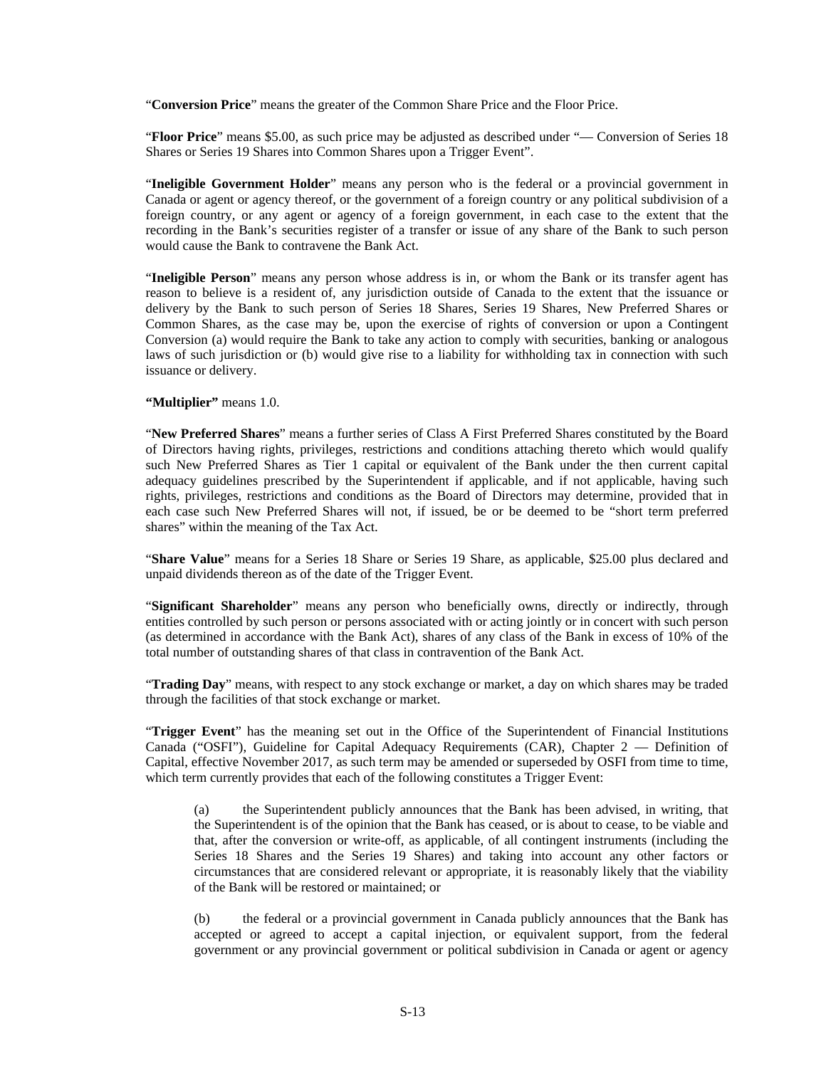"**Conversion Price**" means the greater of the Common Share Price and the Floor Price.

"**Floor Price**" means $5.00, as such price may be adjusted as described under "— Conversion of Series 18 Shares or Series 19 Shares into Common Shares upon a Trigger Event".

"**Ineligible Government Holder**" means any person who is the federal or a provincial government in Canada or agent or agency thereof, or the government of a foreign country or any political subdivision of a foreign country, or any agent or agency of a foreign government, in each case to the extent that the recording in the Bank's securities register of a transfer or issue of any share of the Bank to such person would cause the Bank to contravene the Bank Act.

"**Ineligible Person**" means any person whose address is in, or whom the Bank or its transfer agent has reason to believe is a resident of, any jurisdiction outside of Canada to the extent that the issuance or delivery by the Bank to such person of Series 18 Shares, Series 19 Shares, New Preferred Shares or Common Shares, as the case may be, upon the exercise of rights of conversion or upon a Contingent Conversion (a) would require the Bank to take any action to comply with securities, banking or analogous laws of such jurisdiction or (b) would give rise to a liability for withholding tax in connection with such issuance or delivery.

**"Multiplier"** means 1.0.

"**New Preferred Shares**" means a further series of Class A First Preferred Shares constituted by the Board of Directors having rights, privileges, restrictions and conditions attaching thereto which would qualify such New Preferred Shares as Tier 1 capital or equivalent of the Bank under the then current capital adequacy guidelines prescribed by the Superintendent if applicable, and if not applicable, having such rights, privileges, restrictions and conditions as the Board of Directors may determine, provided that in each case such New Preferred Shares will not, if issued, be or be deemed to be "short term preferred shares" within the meaning of the Tax Act.

"**Share Value**" means for a Series 18 Share or Series 19 Share, as applicable, $25.00 plus declared and unpaid dividends thereon as of the date of the Trigger Event.

"**Significant Shareholder**" means any person who beneficially owns, directly or indirectly, through entities controlled by such person or persons associated with or acting jointly or in concert with such person (as determined in accordance with the Bank Act), shares of any class of the Bank in excess of 10% of the total number of outstanding shares of that class in contravention of the Bank Act.

"**Trading Day**" means, with respect to any stock exchange or market, a day on which shares may be traded through the facilities of that stock exchange or market.

"**Trigger Event**" has the meaning set out in the Office of the Superintendent of Financial Institutions Canada ("OSFI"), Guideline for Capital Adequacy Requirements (CAR), Chapter 2 — Definition of Capital, effective November 2017, as such term may be amended or superseded by OSFI from time to time, which term currently provides that each of the following constitutes a Trigger Event:

(a) the Superintendent publicly announces that the Bank has been advised, in writing, that the Superintendent is of the opinion that the Bank has ceased, or is about to cease, to be viable and that, after the conversion or write-off, as applicable, of all contingent instruments (including the Series 18 Shares and the Series 19 Shares) and taking into account any other factors or circumstances that are considered relevant or appropriate, it is reasonably likely that the viability of the Bank will be restored or maintained; or

(b) the federal or a provincial government in Canada publicly announces that the Bank has accepted or agreed to accept a capital injection, or equivalent support, from the federal government or any provincial government or political subdivision in Canada or agent or agency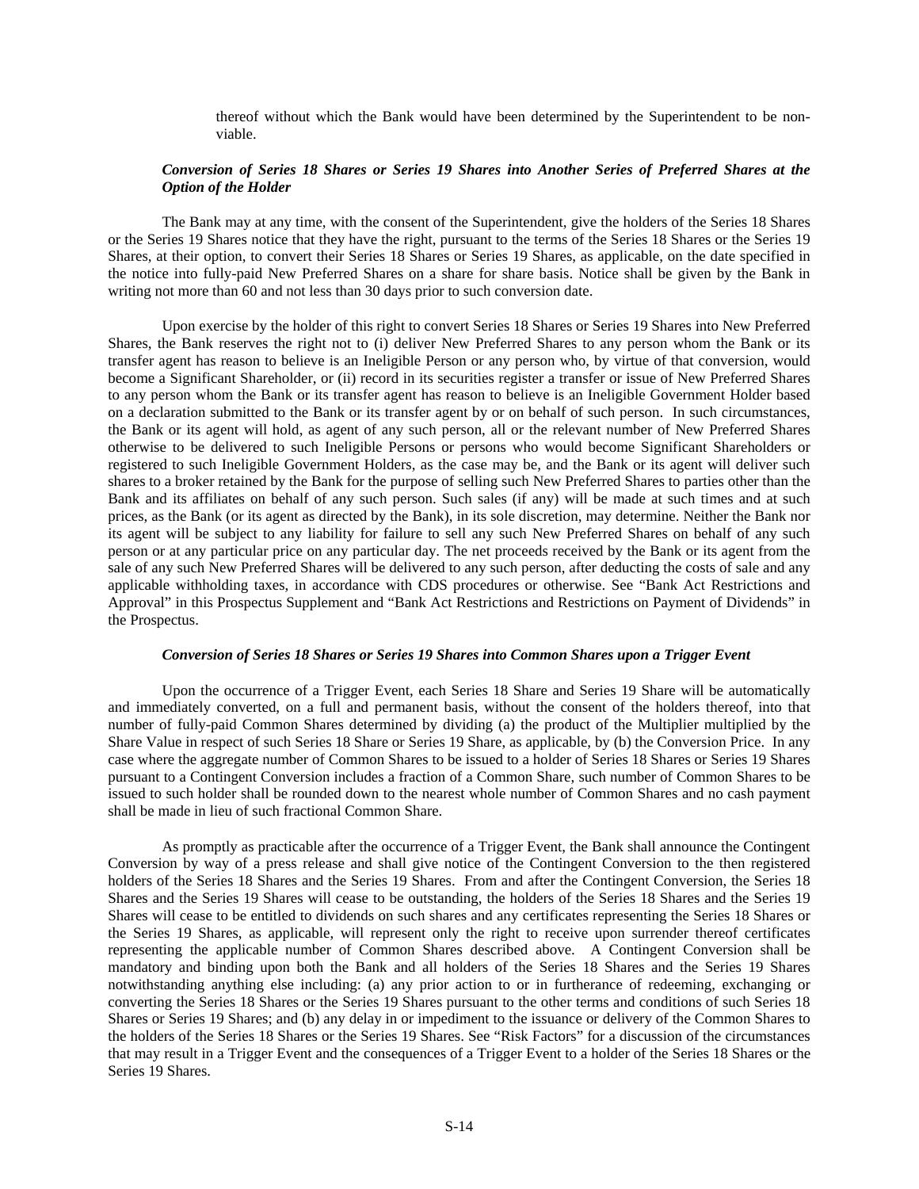thereof without which the Bank would have been determined by the Superintendent to be non-viable.

***Conversion of Series 18 Shares or Series 19 Shares into Another Series of Preferred Shares at the Option of the Holder***

The Bank may at any time, with the consent of the Superintendent, give the holders of the Series 18 Shares or the Series 19 Shares notice that they have the right, pursuant to the terms of the Series 18 Shares or the Series 19 Shares, at their option, to convert their Series 18 Shares or Series 19 Shares, as applicable, on the date specified in the notice into fully-paid New Preferred Shares on a share for share basis. Notice shall be given by the Bank in writing not more than 60 and not less than 30 days prior to such conversion date.

Upon exercise by the holder of this right to convert Series 18 Shares or Series 19 Shares into New Preferred Shares, the Bank reserves the right not to (i) deliver New Preferred Shares to any person whom the Bank or its transfer agent has reason to believe is an Ineligible Person or any person who, by virtue of that conversion, would become a Significant Shareholder, or (ii) record in its securities register a transfer or issue of New Preferred Shares to any person whom the Bank or its transfer agent has reason to believe is an Ineligible Government Holder based on a declaration submitted to the Bank or its transfer agent by or on behalf of such person. In such circumstances, the Bank or its agent will hold, as agent of any such person, all or the relevant number of New Preferred Shares otherwise to be delivered to such Ineligible Persons or persons who would become Significant Shareholders or registered to such Ineligible Government Holders, as the case may be, and the Bank or its agent will deliver such shares to a broker retained by the Bank for the purpose of selling such New Preferred Shares to parties other than the Bank and its affiliates on behalf of any such person. Such sales (if any) will be made at such times and at such prices, as the Bank (or its agent as directed by the Bank), in its sole discretion, may determine. Neither the Bank nor its agent will be subject to any liability for failure to sell any such New Preferred Shares on behalf of any such person or at any particular price on any particular day. The net proceeds received by the Bank or its agent from the sale of any such New Preferred Shares will be delivered to any such person, after deducting the costs of sale and any applicable withholding taxes, in accordance with CDS procedures or otherwise. See "Bank Act Restrictions and Approval" in this Prospectus Supplement and "Bank Act Restrictions and Restrictions on Payment of Dividends" in the Prospectus.

***Conversion of Series 18 Shares or Series 19 Shares into Common Shares upon a Trigger Event***

Upon the occurrence of a Trigger Event, each Series 18 Share and Series 19 Share will be automatically and immediately converted, on a full and permanent basis, without the consent of the holders thereof, into that number of fully-paid Common Shares determined by dividing (a) the product of the Multiplier multiplied by the Share Value in respect of such Series 18 Share or Series 19 Share, as applicable, by (b) the Conversion Price. In any case where the aggregate number of Common Shares to be issued to a holder of Series 18 Shares or Series 19 Shares pursuant to a Contingent Conversion includes a fraction of a Common Share, such number of Common Shares to be issued to such holder shall be rounded down to the nearest whole number of Common Shares and no cash payment shall be made in lieu of such fractional Common Share.

As promptly as practicable after the occurrence of a Trigger Event, the Bank shall announce the Contingent Conversion by way of a press release and shall give notice of the Contingent Conversion to the then registered holders of the Series 18 Shares and the Series 19 Shares. From and after the Contingent Conversion, the Series 18 Shares and the Series 19 Shares will cease to be outstanding, the holders of the Series 18 Shares and the Series 19 Shares will cease to be entitled to dividends on such shares and any certificates representing the Series 18 Shares or the Series 19 Shares, as applicable, will represent only the right to receive upon surrender thereof certificates representing the applicable number of Common Shares described above. A Contingent Conversion shall be mandatory and binding upon both the Bank and all holders of the Series 18 Shares and the Series 19 Shares notwithstanding anything else including: (a) any prior action to or in furtherance of redeeming, exchanging or converting the Series 18 Shares or the Series 19 Shares pursuant to the other terms and conditions of such Series 18 Shares or Series 19 Shares; and (b) any delay in or impediment to the issuance or delivery of the Common Shares to the holders of the Series 18 Shares or the Series 19 Shares. See "Risk Factors" for a discussion of the circumstances that may result in a Trigger Event and the consequences of a Trigger Event to a holder of the Series 18 Shares or the Series 19 Shares.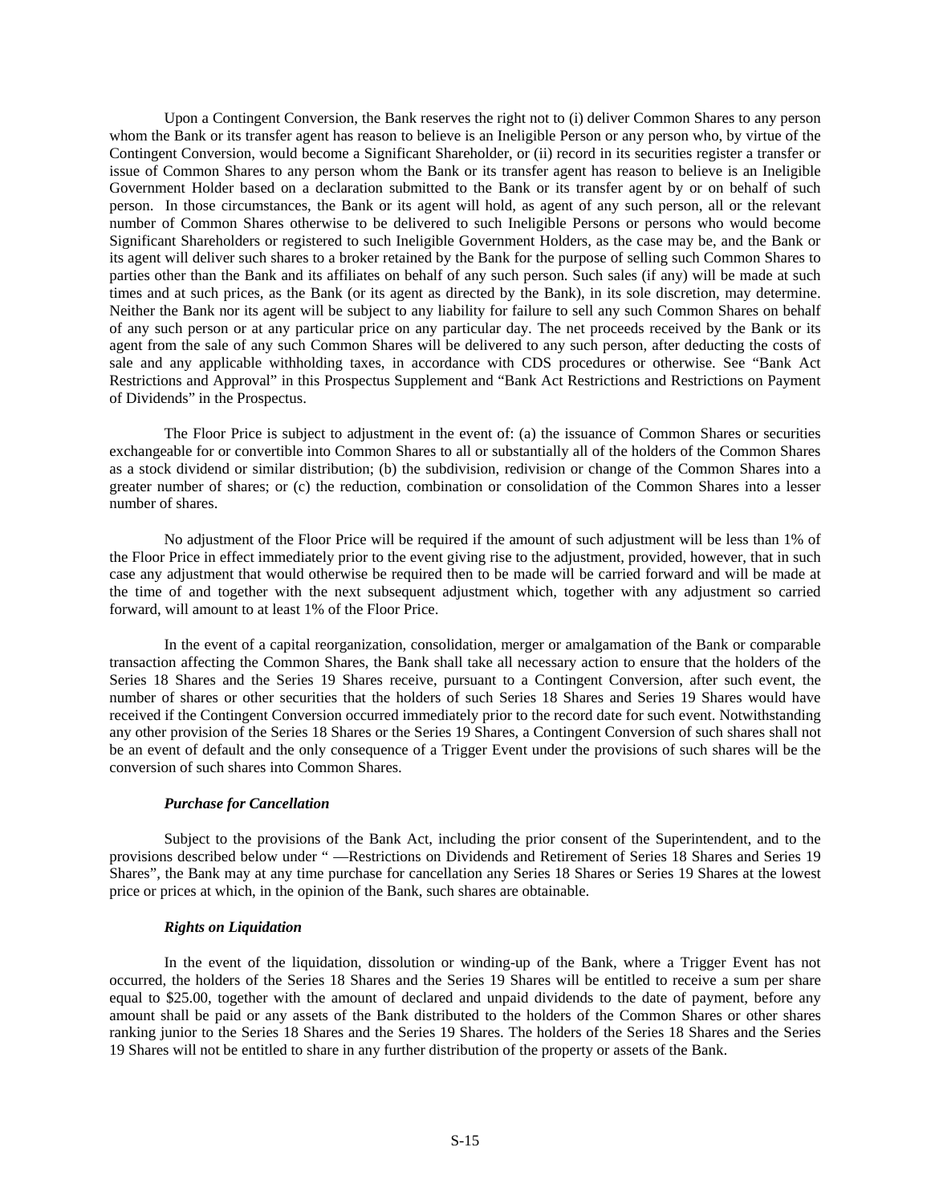Upon a Contingent Conversion, the Bank reserves the right not to (i) deliver Common Shares to any person whom the Bank or its transfer agent has reason to believe is an Ineligible Person or any person who, by virtue of the Contingent Conversion, would become a Significant Shareholder, or (ii) record in its securities register a transfer or issue of Common Shares to any person whom the Bank or its transfer agent has reason to believe is an Ineligible Government Holder based on a declaration submitted to the Bank or its transfer agent by or on behalf of such person. In those circumstances, the Bank or its agent will hold, as agent of any such person, all or the relevant number of Common Shares otherwise to be delivered to such Ineligible Persons or persons who would become Significant Shareholders or registered to such Ineligible Government Holders, as the case may be, and the Bank or its agent will deliver such shares to a broker retained by the Bank for the purpose of selling such Common Shares to parties other than the Bank and its affiliates on behalf of any such person. Such sales (if any) will be made at such times and at such prices, as the Bank (or its agent as directed by the Bank), in its sole discretion, may determine. Neither the Bank nor its agent will be subject to any liability for failure to sell any such Common Shares on behalf of any such person or at any particular price on any particular day. The net proceeds received by the Bank or its agent from the sale of any such Common Shares will be delivered to any such person, after deducting the costs of sale and any applicable withholding taxes, in accordance with CDS procedures or otherwise. See "Bank Act Restrictions and Approval" in this Prospectus Supplement and "Bank Act Restrictions and Restrictions on Payment of Dividends" in the Prospectus.

The Floor Price is subject to adjustment in the event of: (a) the issuance of Common Shares or securities exchangeable for or convertible into Common Shares to all or substantially all of the holders of the Common Shares as a stock dividend or similar distribution; (b) the subdivision, redivision or change of the Common Shares into a greater number of shares; or (c) the reduction, combination or consolidation of the Common Shares into a lesser number of shares.

No adjustment of the Floor Price will be required if the amount of such adjustment will be less than 1% of the Floor Price in effect immediately prior to the event giving rise to the adjustment, provided, however, that in such case any adjustment that would otherwise be required then to be made will be carried forward and will be made at the time of and together with the next subsequent adjustment which, together with any adjustment so carried forward, will amount to at least 1% of the Floor Price.

In the event of a capital reorganization, consolidation, merger or amalgamation of the Bank or comparable transaction affecting the Common Shares, the Bank shall take all necessary action to ensure that the holders of the Series 18 Shares and the Series 19 Shares receive, pursuant to a Contingent Conversion, after such event, the number of shares or other securities that the holders of such Series 18 Shares and Series 19 Shares would have received if the Contingent Conversion occurred immediately prior to the record date for such event. Notwithstanding any other provision of the Series 18 Shares or the Series 19 Shares, a Contingent Conversion of such shares shall not be an event of default and the only consequence of a Trigger Event under the provisions of such shares will be the conversion of such shares into Common Shares.

#### *Purchase for Cancellation*

Subject to the provisions of the Bank Act, including the prior consent of the Superintendent, and to the provisions described below under " —Restrictions on Dividends and Retirement of Series 18 Shares and Series 19 Shares", the Bank may at any time purchase for cancellation any Series 18 Shares or Series 19 Shares at the lowest price or prices at which, in the opinion of the Bank, such shares are obtainable.

#### *Rights on Liquidation*

In the event of the liquidation, dissolution or winding-up of the Bank, where a Trigger Event has not occurred, the holders of the Series 18 Shares and the Series 19 Shares will be entitled to receive a sum per share equal to $25.00, together with the amount of declared and unpaid dividends to the date of payment, before any amount shall be paid or any assets of the Bank distributed to the holders of the Common Shares or other shares ranking junior to the Series 18 Shares and the Series 19 Shares. The holders of the Series 18 Shares and the Series 19 Shares will not be entitled to share in any further distribution of the property or assets of the Bank.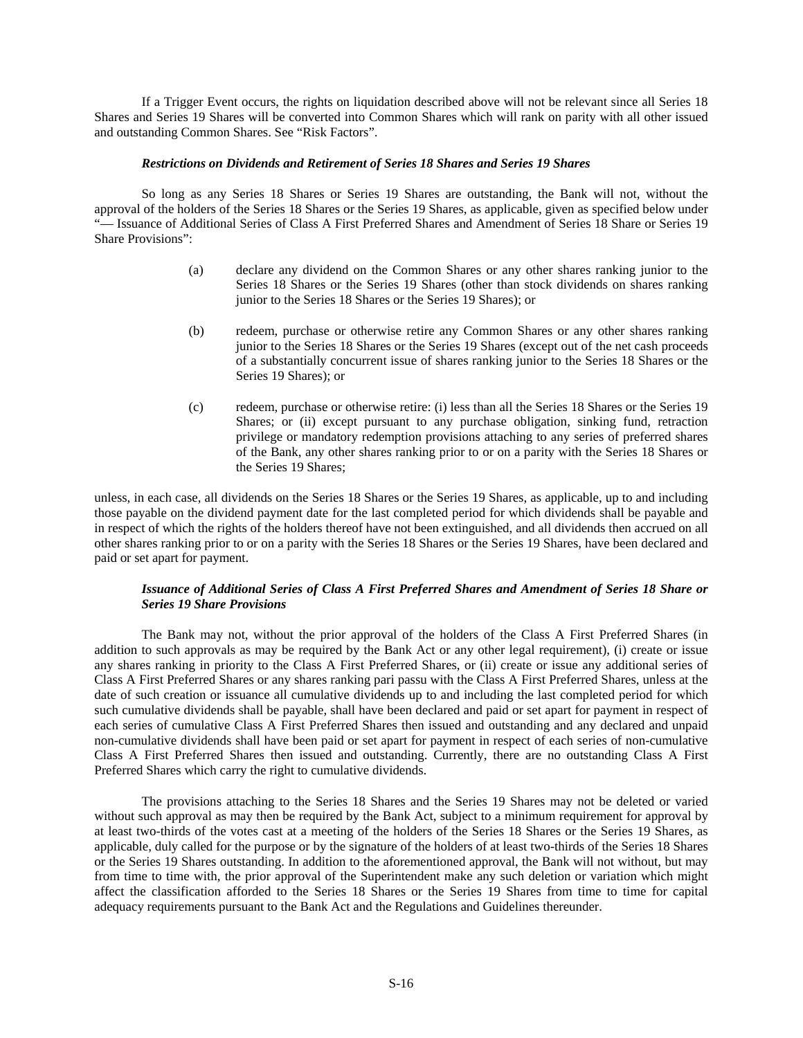If a Trigger Event occurs, the rights on liquidation described above will not be relevant since all Series 18 Shares and Series 19 Shares will be converted into Common Shares which will rank on parity with all other issued and outstanding Common Shares. See "Risk Factors".

### *Restrictions on Dividends and Retirement of Series 18 Shares and Series 19 Shares*

So long as any Series 18 Shares or Series 19 Shares are outstanding, the Bank will not, without the approval of the holders of the Series 18 Shares or the Series 19 Shares, as applicable, given as specified below under "— Issuance of Additional Series of Class A First Preferred Shares and Amendment of Series 18 Share or Series 19 Share Provisions":

(a) declare any dividend on the Common Shares or any other shares ranking junior to the Series 18 Shares or the Series 19 Shares (other than stock dividends on shares ranking junior to the Series 18 Shares or the Series 19 Shares); or

(b) redeem, purchase or otherwise retire any Common Shares or any other shares ranking junior to the Series 18 Shares or the Series 19 Shares (except out of the net cash proceeds of a substantially concurrent issue of shares ranking junior to the Series 18 Shares or the Series 19 Shares); or

(c) redeem, purchase or otherwise retire: (i) less than all the Series 18 Shares or the Series 19 Shares; or (ii) except pursuant to any purchase obligation, sinking fund, retraction privilege or mandatory redemption provisions attaching to any series of preferred shares of the Bank, any other shares ranking prior to or on a parity with the Series 18 Shares or the Series 19 Shares;

unless, in each case, all dividends on the Series 18 Shares or the Series 19 Shares, as applicable, up to and including those payable on the dividend payment date for the last completed period for which dividends shall be payable and in respect of which the rights of the holders thereof have not been extinguished, and all dividends then accrued on all other shares ranking prior to or on a parity with the Series 18 Shares or the Series 19 Shares, have been declared and paid or set apart for payment.

### *Issuance of Additional Series of Class A First Preferred Shares and Amendment of Series 18 Share or Series 19 Share Provisions*

The Bank may not, without the prior approval of the holders of the Class A First Preferred Shares (in addition to such approvals as may be required by the Bank Act or any other legal requirement), (i) create or issue any shares ranking in priority to the Class A First Preferred Shares, or (ii) create or issue any additional series of Class A First Preferred Shares or any shares ranking pari passu with the Class A First Preferred Shares, unless at the date of such creation or issuance all cumulative dividends up to and including the last completed period for which such cumulative dividends shall be payable, shall have been declared and paid or set apart for payment in respect of each series of cumulative Class A First Preferred Shares then issued and outstanding and any declared and unpaid non-cumulative dividends shall have been paid or set apart for payment in respect of each series of non-cumulative Class A First Preferred Shares then issued and outstanding. Currently, there are no outstanding Class A First Preferred Shares which carry the right to cumulative dividends.

The provisions attaching to the Series 18 Shares and the Series 19 Shares may not be deleted or varied without such approval as may then be required by the Bank Act, subject to a minimum requirement for approval by at least two-thirds of the votes cast at a meeting of the holders of the Series 18 Shares or the Series 19 Shares, as applicable, duly called for the purpose or by the signature of the holders of at least two-thirds of the Series 18 Shares or the Series 19 Shares outstanding. In addition to the aforementioned approval, the Bank will not without, but may from time to time with, the prior approval of the Superintendent make any such deletion or variation which might affect the classification afforded to the Series 18 Shares or the Series 19 Shares from time to time for capital adequacy requirements pursuant to the Bank Act and the Regulations and Guidelines thereunder.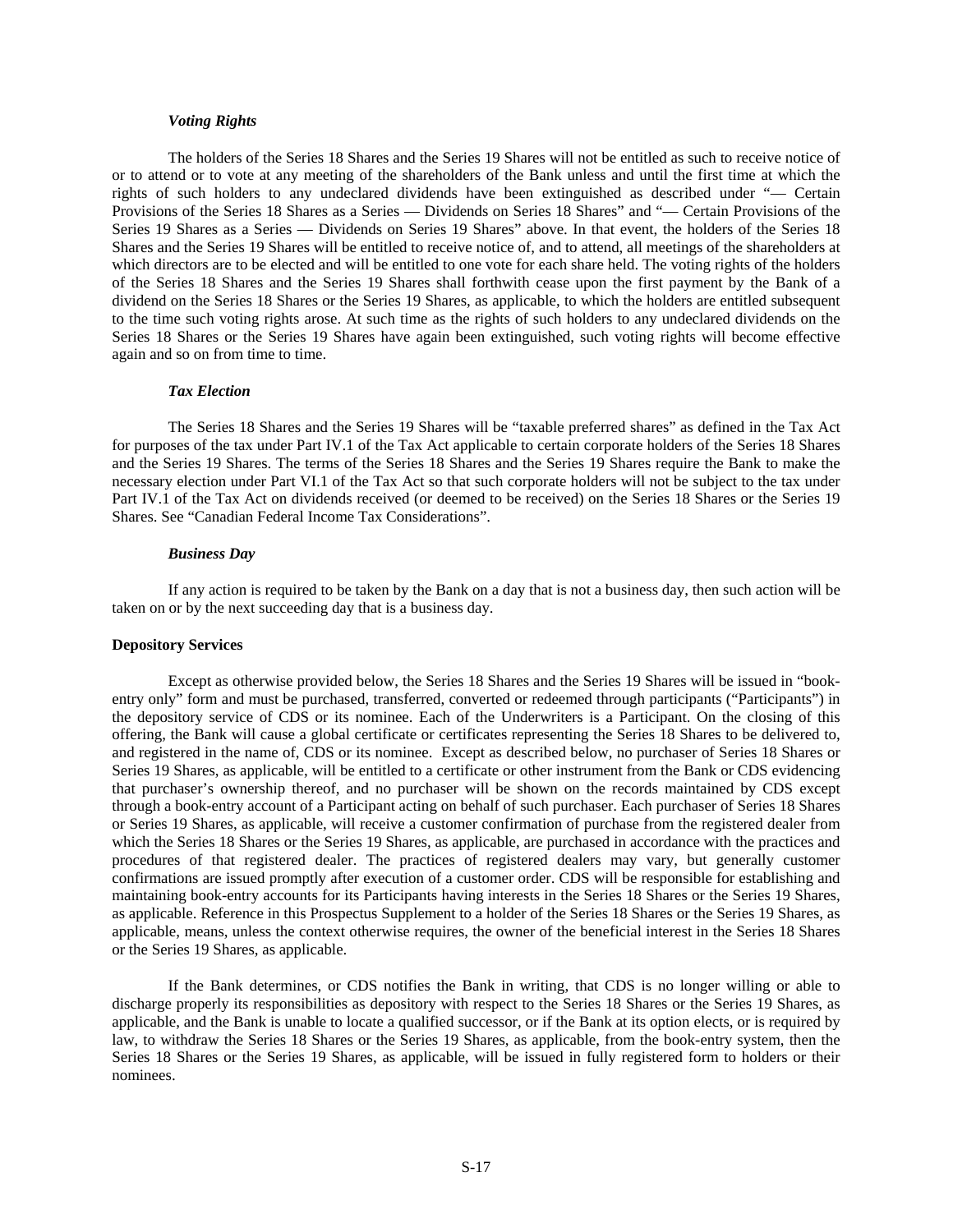### *Voting Rights*

The holders of the Series 18 Shares and the Series 19 Shares will not be entitled as such to receive notice of or to attend or to vote at any meeting of the shareholders of the Bank unless and until the first time at which the rights of such holders to any undeclared dividends have been extinguished as described under "— Certain Provisions of the Series 18 Shares as a Series — Dividends on Series 18 Shares" and "— Certain Provisions of the Series 19 Shares as a Series — Dividends on Series 19 Shares" above. In that event, the holders of the Series 18 Shares and the Series 19 Shares will be entitled to receive notice of, and to attend, all meetings of the shareholders at which directors are to be elected and will be entitled to one vote for each share held. The voting rights of the holders of the Series 18 Shares and the Series 19 Shares shall forthwith cease upon the first payment by the Bank of a dividend on the Series 18 Shares or the Series 19 Shares, as applicable, to which the holders are entitled subsequent to the time such voting rights arose. At such time as the rights of such holders to any undeclared dividends on the Series 18 Shares or the Series 19 Shares have again been extinguished, such voting rights will become effective again and so on from time to time.

### *Tax Election*

The Series 18 Shares and the Series 19 Shares will be "taxable preferred shares" as defined in the Tax Act for purposes of the tax under Part IV.1 of the Tax Act applicable to certain corporate holders of the Series 18 Shares and the Series 19 Shares. The terms of the Series 18 Shares and the Series 19 Shares require the Bank to make the necessary election under Part VI.1 of the Tax Act so that such corporate holders will not be subject to the tax under Part IV.1 of the Tax Act on dividends received (or deemed to be received) on the Series 18 Shares or the Series 19 Shares. See "Canadian Federal Income Tax Considerations".

### *Business Day*

If any action is required to be taken by the Bank on a day that is not a business day, then such action will be taken on or by the next succeeding day that is a business day.

## **Depository Services**

Except as otherwise provided below, the Series 18 Shares and the Series 19 Shares will be issued in "book-entry only" form and must be purchased, transferred, converted or redeemed through participants ("Participants") in the depository service of CDS or its nominee. Each of the Underwriters is a Participant. On the closing of this offering, the Bank will cause a global certificate or certificates representing the Series 18 Shares to be delivered to, and registered in the name of, CDS or its nominee. Except as described below, no purchaser of Series 18 Shares or Series 19 Shares, as applicable, will be entitled to a certificate or other instrument from the Bank or CDS evidencing that purchaser's ownership thereof, and no purchaser will be shown on the records maintained by CDS except through a book-entry account of a Participant acting on behalf of such purchaser. Each purchaser of Series 18 Shares or Series 19 Shares, as applicable, will receive a customer confirmation of purchase from the registered dealer from which the Series 18 Shares or the Series 19 Shares, as applicable, are purchased in accordance with the practices and procedures of that registered dealer. The practices of registered dealers may vary, but generally customer confirmations are issued promptly after execution of a customer order. CDS will be responsible for establishing and maintaining book-entry accounts for its Participants having interests in the Series 18 Shares or the Series 19 Shares, as applicable. Reference in this Prospectus Supplement to a holder of the Series 18 Shares or the Series 19 Shares, as applicable, means, unless the context otherwise requires, the owner of the beneficial interest in the Series 18 Shares or the Series 19 Shares, as applicable.

If the Bank determines, or CDS notifies the Bank in writing, that CDS is no longer willing or able to discharge properly its responsibilities as depository with respect to the Series 18 Shares or the Series 19 Shares, as applicable, and the Bank is unable to locate a qualified successor, or if the Bank at its option elects, or is required by law, to withdraw the Series 18 Shares or the Series 19 Shares, as applicable, from the book-entry system, then the Series 18 Shares or the Series 19 Shares, as applicable, will be issued in fully registered form to holders or their nominees.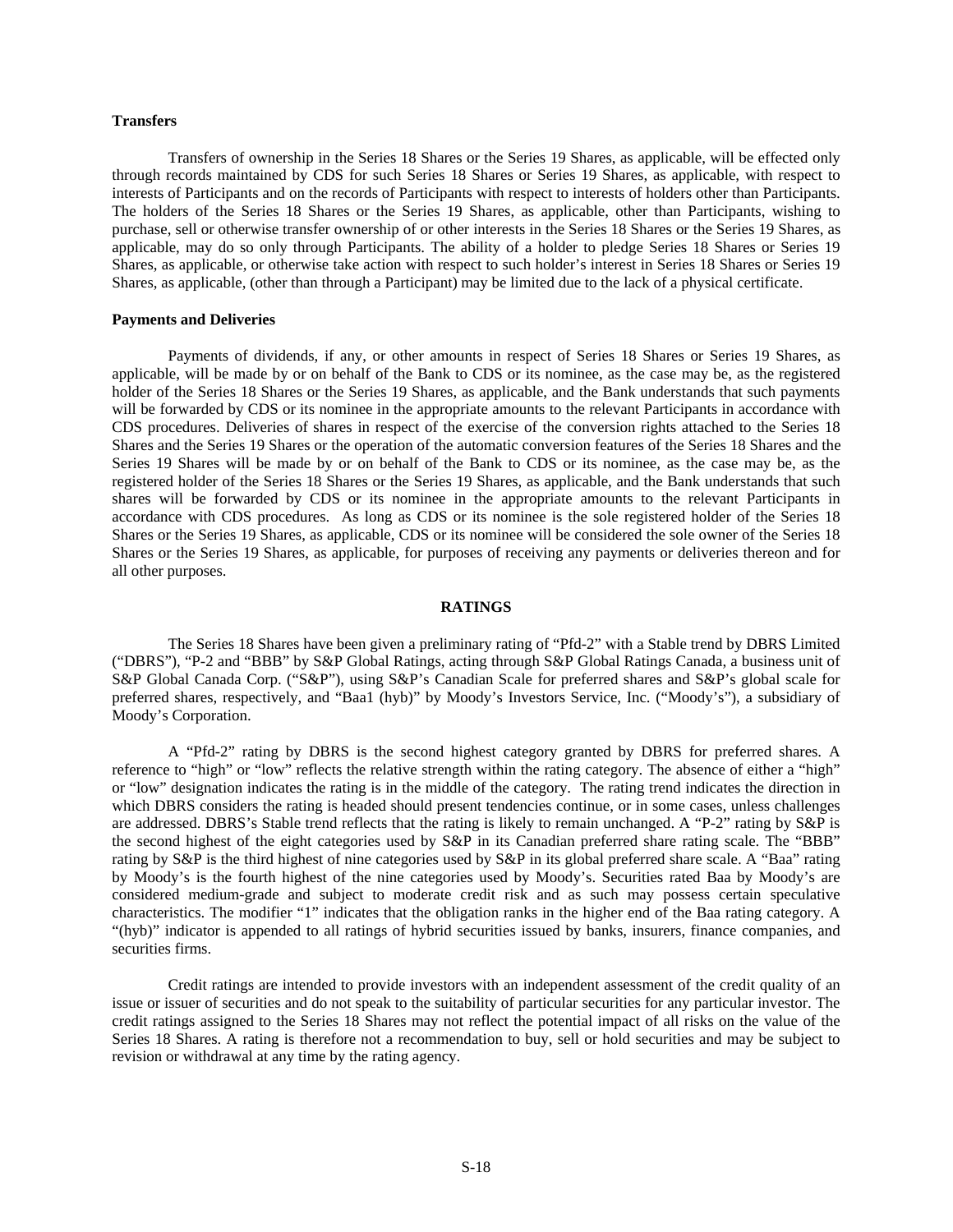### Transfers

Transfers of ownership in the Series 18 Shares or the Series 19 Shares, as applicable, will be effected only through records maintained by CDS for such Series 18 Shares or Series 19 Shares, as applicable, with respect to interests of Participants and on the records of Participants with respect to interests of holders other than Participants. The holders of the Series 18 Shares or the Series 19 Shares, as applicable, other than Participants, wishing to purchase, sell or otherwise transfer ownership of or other interests in the Series 18 Shares or the Series 19 Shares, as applicable, may do so only through Participants. The ability of a holder to pledge Series 18 Shares or Series 19 Shares, as applicable, or otherwise take action with respect to such holder's interest in Series 18 Shares or Series 19 Shares, as applicable, (other than through a Participant) may be limited due to the lack of a physical certificate.

### Payments and Deliveries

Payments of dividends, if any, or other amounts in respect of Series 18 Shares or Series 19 Shares, as applicable, will be made by or on behalf of the Bank to CDS or its nominee, as the case may be, as the registered holder of the Series 18 Shares or the Series 19 Shares, as applicable, and the Bank understands that such payments will be forwarded by CDS or its nominee in the appropriate amounts to the relevant Participants in accordance with CDS procedures. Deliveries of shares in respect of the exercise of the conversion rights attached to the Series 18 Shares and the Series 19 Shares or the operation of the automatic conversion features of the Series 18 Shares and the Series 19 Shares will be made by or on behalf of the Bank to CDS or its nominee, as the case may be, as the registered holder of the Series 18 Shares or the Series 19 Shares, as applicable, and the Bank understands that such shares will be forwarded by CDS or its nominee in the appropriate amounts to the relevant Participants in accordance with CDS procedures. As long as CDS or its nominee is the sole registered holder of the Series 18 Shares or the Series 19 Shares, as applicable, CDS or its nominee will be considered the sole owner of the Series 18 Shares or the Series 19 Shares, as applicable, for purposes of receiving any payments or deliveries thereon and for all other purposes.

## RATINGS

The Series 18 Shares have been given a preliminary rating of "Pfd-2" with a Stable trend by DBRS Limited ("DBRS"), "P-2 and "BBB" by S&P Global Ratings, acting through S&P Global Ratings Canada, a business unit of S&P Global Canada Corp. ("S&P"), using S&P's Canadian Scale for preferred shares and S&P's global scale for preferred shares, respectively, and "Baa1 (hyb)" by Moody's Investors Service, Inc. ("Moody's"), a subsidiary of Moody's Corporation.

A "Pfd-2" rating by DBRS is the second highest category granted by DBRS for preferred shares. A reference to "high" or "low" reflects the relative strength within the rating category. The absence of either a "high" or "low" designation indicates the rating is in the middle of the category. The rating trend indicates the direction in which DBRS considers the rating is headed should present tendencies continue, or in some cases, unless challenges are addressed. DBRS's Stable trend reflects that the rating is likely to remain unchanged. A "P-2" rating by S&P is the second highest of the eight categories used by S&P in its Canadian preferred share rating scale. The "BBB" rating by S&P is the third highest of nine categories used by S&P in its global preferred share scale. A "Baa" rating by Moody's is the fourth highest of the nine categories used by Moody's. Securities rated Baa by Moody's are considered medium-grade and subject to moderate credit risk and as such may possess certain speculative characteristics. The modifier "1" indicates that the obligation ranks in the higher end of the Baa rating category. A "(hyb)" indicator is appended to all ratings of hybrid securities issued by banks, insurers, finance companies, and securities firms.

Credit ratings are intended to provide investors with an independent assessment of the credit quality of an issue or issuer of securities and do not speak to the suitability of particular securities for any particular investor. The credit ratings assigned to the Series 18 Shares may not reflect the potential impact of all risks on the value of the Series 18 Shares. A rating is therefore not a recommendation to buy, sell or hold securities and may be subject to revision or withdrawal at any time by the rating agency.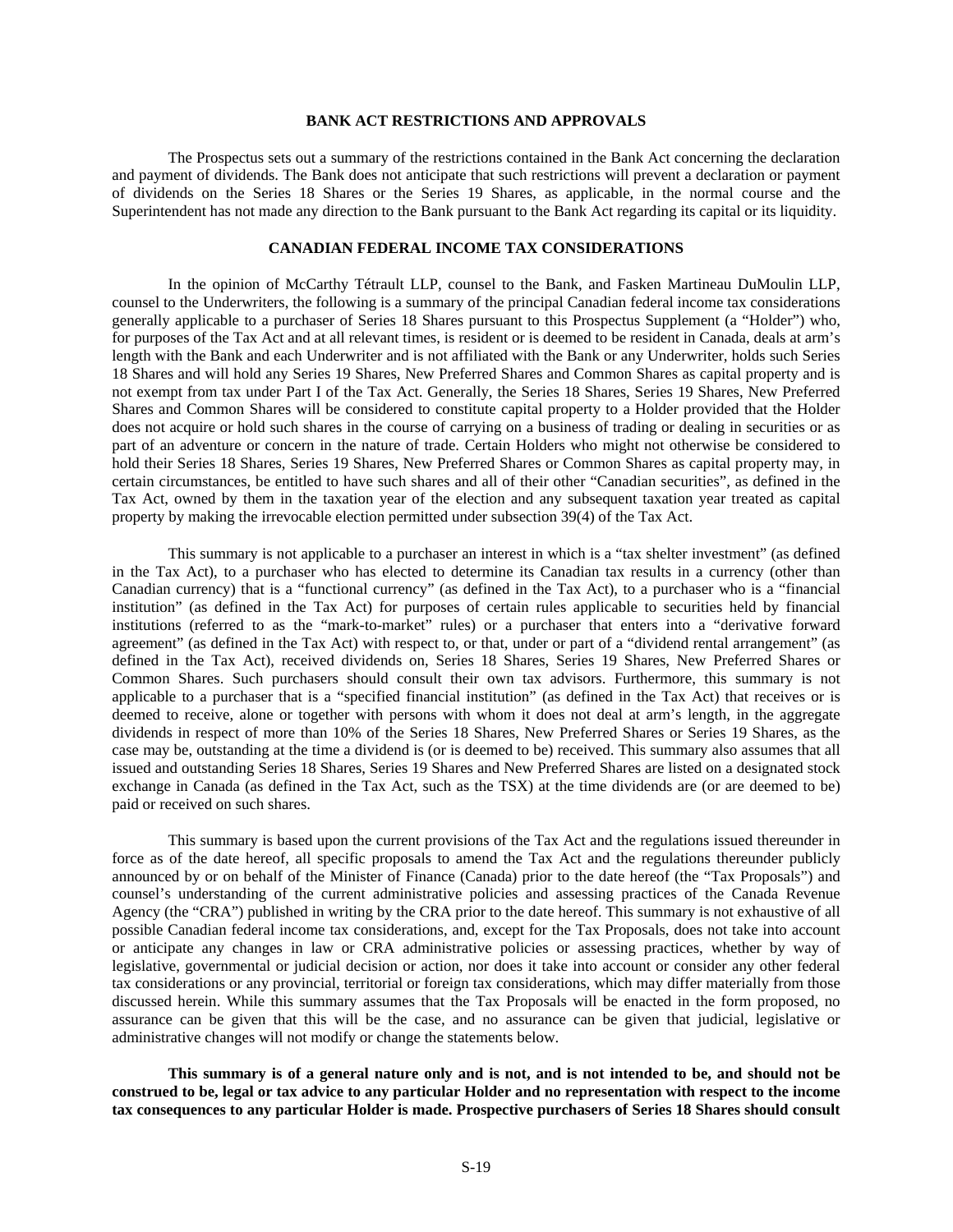## BANK ACT RESTRICTIONS AND APPROVALS

The Prospectus sets out a summary of the restrictions contained in the Bank Act concerning the declaration and payment of dividends. The Bank does not anticipate that such restrictions will prevent a declaration or payment of dividends on the Series 18 Shares or the Series 19 Shares, as applicable, in the normal course and the Superintendent has not made any direction to the Bank pursuant to the Bank Act regarding its capital or its liquidity.

## CANADIAN FEDERAL INCOME TAX CONSIDERATIONS

In the opinion of McCarthy Tétrault LLP, counsel to the Bank, and Fasken Martineau DuMoulin LLP, counsel to the Underwriters, the following is a summary of the principal Canadian federal income tax considerations generally applicable to a purchaser of Series 18 Shares pursuant to this Prospectus Supplement (a "Holder") who, for purposes of the Tax Act and at all relevant times, is resident or is deemed to be resident in Canada, deals at arm's length with the Bank and each Underwriter and is not affiliated with the Bank or any Underwriter, holds such Series 18 Shares and will hold any Series 19 Shares, New Preferred Shares and Common Shares as capital property and is not exempt from tax under Part I of the Tax Act. Generally, the Series 18 Shares, Series 19 Shares, New Preferred Shares and Common Shares will be considered to constitute capital property to a Holder provided that the Holder does not acquire or hold such shares in the course of carrying on a business of trading or dealing in securities or as part of an adventure or concern in the nature of trade. Certain Holders who might not otherwise be considered to hold their Series 18 Shares, Series 19 Shares, New Preferred Shares or Common Shares as capital property may, in certain circumstances, be entitled to have such shares and all of their other "Canadian securities", as defined in the Tax Act, owned by them in the taxation year of the election and any subsequent taxation year treated as capital property by making the irrevocable election permitted under subsection 39(4) of the Tax Act.

This summary is not applicable to a purchaser an interest in which is a "tax shelter investment" (as defined in the Tax Act), to a purchaser who has elected to determine its Canadian tax results in a currency (other than Canadian currency) that is a "functional currency" (as defined in the Tax Act), to a purchaser who is a "financial institution" (as defined in the Tax Act) for purposes of certain rules applicable to securities held by financial institutions (referred to as the "mark-to-market" rules) or a purchaser that enters into a "derivative forward agreement" (as defined in the Tax Act) with respect to, or that, under or part of a "dividend rental arrangement" (as defined in the Tax Act), received dividends on, Series 18 Shares, Series 19 Shares, New Preferred Shares or Common Shares. Such purchasers should consult their own tax advisors. Furthermore, this summary is not applicable to a purchaser that is a "specified financial institution" (as defined in the Tax Act) that receives or is deemed to receive, alone or together with persons with whom it does not deal at arm's length, in the aggregate dividends in respect of more than 10% of the Series 18 Shares, New Preferred Shares or Series 19 Shares, as the case may be, outstanding at the time a dividend is (or is deemed to be) received. This summary also assumes that all issued and outstanding Series 18 Shares, Series 19 Shares and New Preferred Shares are listed on a designated stock exchange in Canada (as defined in the Tax Act, such as the TSX) at the time dividends are (or are deemed to be) paid or received on such shares.

This summary is based upon the current provisions of the Tax Act and the regulations issued thereunder in force as of the date hereof, all specific proposals to amend the Tax Act and the regulations thereunder publicly announced by or on behalf of the Minister of Finance (Canada) prior to the date hereof (the "Tax Proposals") and counsel's understanding of the current administrative policies and assessing practices of the Canada Revenue Agency (the "CRA") published in writing by the CRA prior to the date hereof. This summary is not exhaustive of all possible Canadian federal income tax considerations, and, except for the Tax Proposals, does not take into account or anticipate any changes in law or CRA administrative policies or assessing practices, whether by way of legislative, governmental or judicial decision or action, nor does it take into account or consider any other federal tax considerations or any provincial, territorial or foreign tax considerations, which may differ materially from those discussed herein. While this summary assumes that the Tax Proposals will be enacted in the form proposed, no assurance can be given that this will be the case, and no assurance can be given that judicial, legislative or administrative changes will not modify or change the statements below.

**This summary is of a general nature only and is not, and is not intended to be, and should not be construed to be, legal or tax advice to any particular Holder and no representation with respect to the income tax consequences to any particular Holder is made. Prospective purchasers of Series 18 Shares should consult**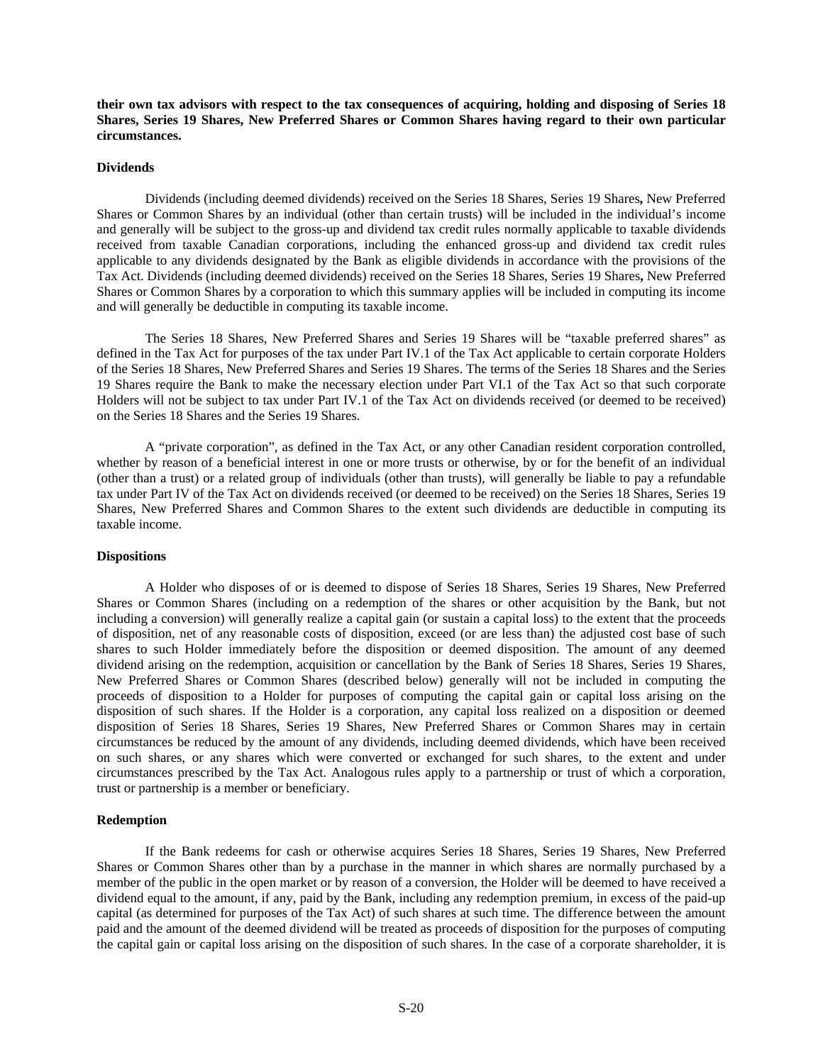**their own tax advisors with respect to the tax consequences of acquiring, holding and disposing of Series 18 Shares, Series 19 Shares, New Preferred Shares or Common Shares having regard to their own particular circumstances.**

**Dividends**

Dividends (including deemed dividends) received on the Series 18 Shares, Series 19 Shares, New Preferred Shares or Common Shares by an individual (other than certain trusts) will be included in the individual's income and generally will be subject to the gross-up and dividend tax credit rules normally applicable to taxable dividends received from taxable Canadian corporations, including the enhanced gross-up and dividend tax credit rules applicable to any dividends designated by the Bank as eligible dividends in accordance with the provisions of the Tax Act. Dividends (including deemed dividends) received on the Series 18 Shares, Series 19 Shares, New Preferred Shares or Common Shares by a corporation to which this summary applies will be included in computing its income and will generally be deductible in computing its taxable income.

The Series 18 Shares, New Preferred Shares and Series 19 Shares will be "taxable preferred shares" as defined in the Tax Act for purposes of the tax under Part IV.1 of the Tax Act applicable to certain corporate Holders of the Series 18 Shares, New Preferred Shares and Series 19 Shares. The terms of the Series 18 Shares and the Series 19 Shares require the Bank to make the necessary election under Part VI.1 of the Tax Act so that such corporate Holders will not be subject to tax under Part IV.1 of the Tax Act on dividends received (or deemed to be received) on the Series 18 Shares and the Series 19 Shares.

A "private corporation", as defined in the Tax Act, or any other Canadian resident corporation controlled, whether by reason of a beneficial interest in one or more trusts or otherwise, by or for the benefit of an individual (other than a trust) or a related group of individuals (other than trusts), will generally be liable to pay a refundable tax under Part IV of the Tax Act on dividends received (or deemed to be received) on the Series 18 Shares, Series 19 Shares, New Preferred Shares and Common Shares to the extent such dividends are deductible in computing its taxable income.

**Dispositions**

A Holder who disposes of or is deemed to dispose of Series 18 Shares, Series 19 Shares, New Preferred Shares or Common Shares (including on a redemption of the shares or other acquisition by the Bank, but not including a conversion) will generally realize a capital gain (or sustain a capital loss) to the extent that the proceeds of disposition, net of any reasonable costs of disposition, exceed (or are less than) the adjusted cost base of such shares to such Holder immediately before the disposition or deemed disposition. The amount of any deemed dividend arising on the redemption, acquisition or cancellation by the Bank of Series 18 Shares, Series 19 Shares, New Preferred Shares or Common Shares (described below) generally will not be included in computing the proceeds of disposition to a Holder for purposes of computing the capital gain or capital loss arising on the disposition of such shares. If the Holder is a corporation, any capital loss realized on a disposition or deemed disposition of Series 18 Shares, Series 19 Shares, New Preferred Shares or Common Shares may in certain circumstances be reduced by the amount of any dividends, including deemed dividends, which have been received on such shares, or any shares which were converted or exchanged for such shares, to the extent and under circumstances prescribed by the Tax Act. Analogous rules apply to a partnership or trust of which a corporation, trust or partnership is a member or beneficiary.

**Redemption**

If the Bank redeems for cash or otherwise acquires Series 18 Shares, Series 19 Shares, New Preferred Shares or Common Shares other than by a purchase in the manner in which shares are normally purchased by a member of the public in the open market or by reason of a conversion, the Holder will be deemed to have received a dividend equal to the amount, if any, paid by the Bank, including any redemption premium, in excess of the paid-up capital (as determined for purposes of the Tax Act) of such shares at such time. The difference between the amount paid and the amount of the deemed dividend will be treated as proceeds of disposition for the purposes of computing the capital gain or capital loss arising on the disposition of such shares. In the case of a corporate shareholder, it is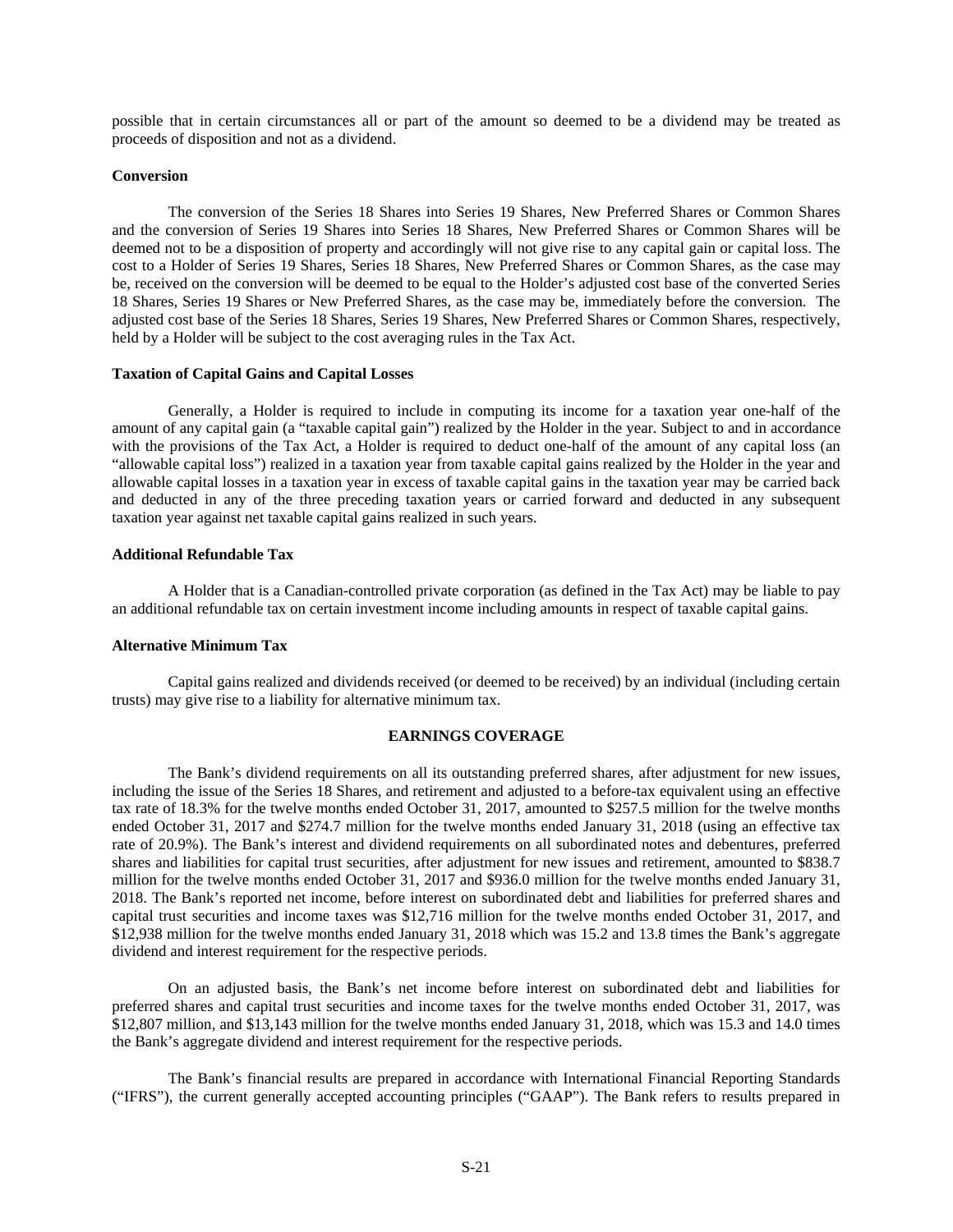possible that in certain circumstances all or part of the amount so deemed to be a dividend may be treated as proceeds of disposition and not as a dividend.

**Conversion**

The conversion of the Series 18 Shares into Series 19 Shares, New Preferred Shares or Common Shares and the conversion of Series 19 Shares into Series 18 Shares, New Preferred Shares or Common Shares will be deemed not to be a disposition of property and accordingly will not give rise to any capital gain or capital loss. The cost to a Holder of Series 19 Shares, Series 18 Shares, New Preferred Shares or Common Shares, as the case may be, received on the conversion will be deemed to be equal to the Holder's adjusted cost base of the converted Series 18 Shares, Series 19 Shares or New Preferred Shares, as the case may be, immediately before the conversion. The adjusted cost base of the Series 18 Shares, Series 19 Shares, New Preferred Shares or Common Shares, respectively, held by a Holder will be subject to the cost averaging rules in the Tax Act.

**Taxation of Capital Gains and Capital Losses**

Generally, a Holder is required to include in computing its income for a taxation year one-half of the amount of any capital gain (a "taxable capital gain") realized by the Holder in the year. Subject to and in accordance with the provisions of the Tax Act, a Holder is required to deduct one-half of the amount of any capital loss (an "allowable capital loss") realized in a taxation year from taxable capital gains realized by the Holder in the year and allowable capital losses in a taxation year in excess of taxable capital gains in the taxation year may be carried back and deducted in any of the three preceding taxation years or carried forward and deducted in any subsequent taxation year against net taxable capital gains realized in such years.

**Additional Refundable Tax**

A Holder that is a Canadian-controlled private corporation (as defined in the Tax Act) may be liable to pay an additional refundable tax on certain investment income including amounts in respect of taxable capital gains.

**Alternative Minimum Tax**

Capital gains realized and dividends received (or deemed to be received) by an individual (including certain trusts) may give rise to a liability for alternative minimum tax.

## EARNINGS COVERAGE

The Bank's dividend requirements on all its outstanding preferred shares, after adjustment for new issues, including the issue of the Series 18 Shares, and retirement and adjusted to a before-tax equivalent using an effective tax rate of 18.3% for the twelve months ended October 31, 2017, amounted to $257.5 million for the twelve months ended October 31, 2017 and $274.7 million for the twelve months ended January 31, 2018 (using an effective tax rate of 20.9%). The Bank's interest and dividend requirements on all subordinated notes and debentures, preferred shares and liabilities for capital trust securities, after adjustment for new issues and retirement, amounted to $838.7 million for the twelve months ended October 31, 2017 and $936.0 million for the twelve months ended January 31, 2018. The Bank's reported net income, before interest on subordinated debt and liabilities for preferred shares and capital trust securities and income taxes was $12,716 million for the twelve months ended October 31, 2017, and $12,938 million for the twelve months ended January 31, 2018 which was 15.2 and 13.8 times the Bank's aggregate dividend and interest requirement for the respective periods.

On an adjusted basis, the Bank's net income before interest on subordinated debt and liabilities for preferred shares and capital trust securities and income taxes for the twelve months ended October 31, 2017, was $12,807 million, and $13,143 million for the twelve months ended January 31, 2018, which was 15.3 and 14.0 times the Bank's aggregate dividend and interest requirement for the respective periods.

The Bank's financial results are prepared in accordance with International Financial Reporting Standards ("IFRS"), the current generally accepted accounting principles ("GAAP"). The Bank refers to results prepared in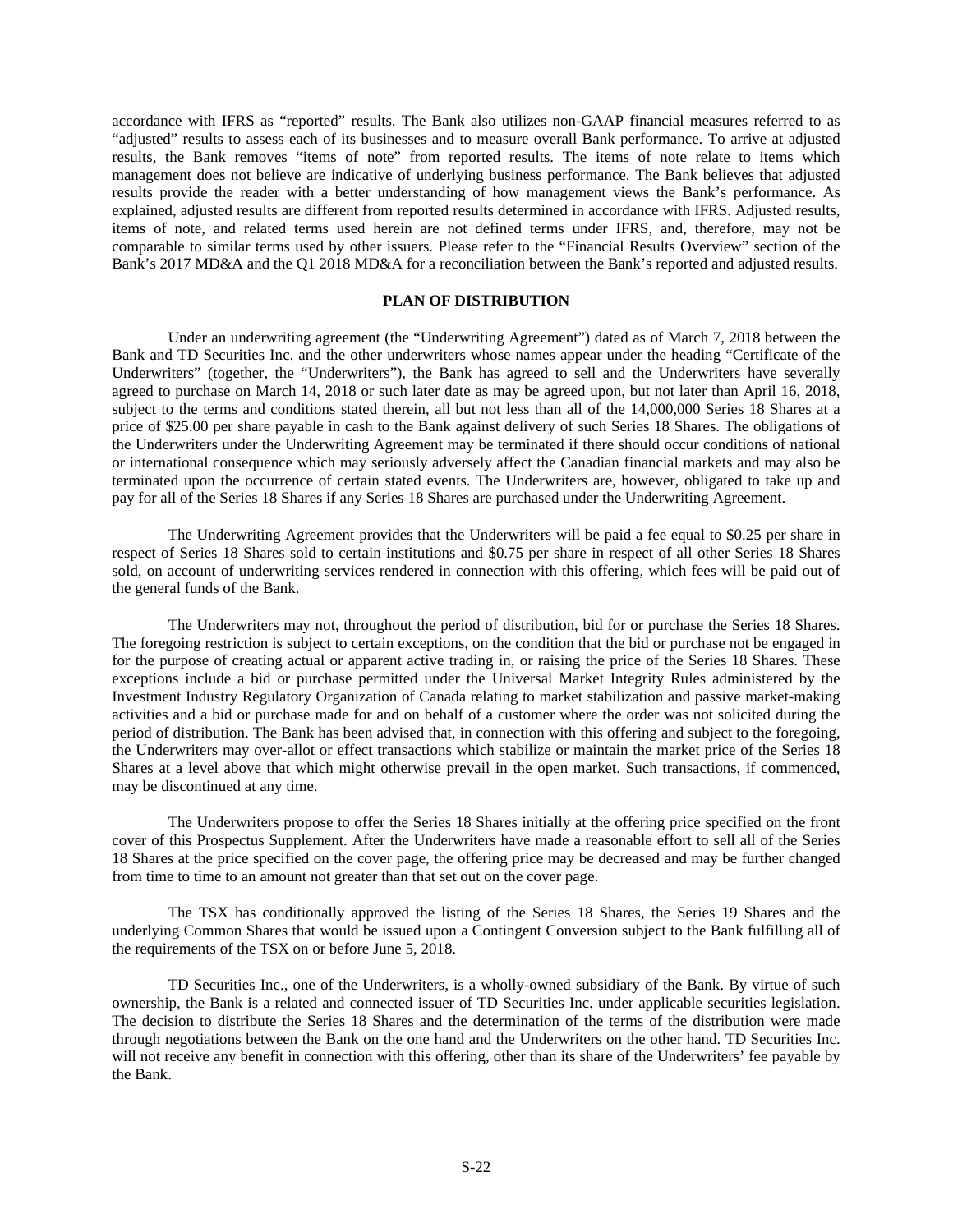accordance with IFRS as "reported" results. The Bank also utilizes non-GAAP financial measures referred to as "adjusted" results to assess each of its businesses and to measure overall Bank performance. To arrive at adjusted results, the Bank removes "items of note" from reported results. The items of note relate to items which management does not believe are indicative of underlying business performance. The Bank believes that adjusted results provide the reader with a better understanding of how management views the Bank's performance. As explained, adjusted results are different from reported results determined in accordance with IFRS. Adjusted results, items of note, and related terms used herein are not defined terms under IFRS, and, therefore, may not be comparable to similar terms used by other issuers. Please refer to the "Financial Results Overview" section of the Bank's 2017 MD&A and the Q1 2018 MD&A for a reconciliation between the Bank's reported and adjusted results.

## PLAN OF DISTRIBUTION

Under an underwriting agreement (the "Underwriting Agreement") dated as of March 7, 2018 between the Bank and TD Securities Inc. and the other underwriters whose names appear under the heading "Certificate of the Underwriters" (together, the "Underwriters"), the Bank has agreed to sell and the Underwriters have severally agreed to purchase on March 14, 2018 or such later date as may be agreed upon, but not later than April 16, 2018, subject to the terms and conditions stated therein, all but not less than all of the 14,000,000 Series 18 Shares at a price of $25.00 per share payable in cash to the Bank against delivery of such Series 18 Shares. The obligations of the Underwriters under the Underwriting Agreement may be terminated if there should occur conditions of national or international consequence which may seriously adversely affect the Canadian financial markets and may also be terminated upon the occurrence of certain stated events. The Underwriters are, however, obligated to take up and pay for all of the Series 18 Shares if any Series 18 Shares are purchased under the Underwriting Agreement.

The Underwriting Agreement provides that the Underwriters will be paid a fee equal to $0.25 per share in respect of Series 18 Shares sold to certain institutions and $0.75 per share in respect of all other Series 18 Shares sold, on account of underwriting services rendered in connection with this offering, which fees will be paid out of the general funds of the Bank.

The Underwriters may not, throughout the period of distribution, bid for or purchase the Series 18 Shares. The foregoing restriction is subject to certain exceptions, on the condition that the bid or purchase not be engaged in for the purpose of creating actual or apparent active trading in, or raising the price of the Series 18 Shares. These exceptions include a bid or purchase permitted under the Universal Market Integrity Rules administered by the Investment Industry Regulatory Organization of Canada relating to market stabilization and passive market-making activities and a bid or purchase made for and on behalf of a customer where the order was not solicited during the period of distribution. The Bank has been advised that, in connection with this offering and subject to the foregoing, the Underwriters may over-allot or effect transactions which stabilize or maintain the market price of the Series 18 Shares at a level above that which might otherwise prevail in the open market. Such transactions, if commenced, may be discontinued at any time.

The Underwriters propose to offer the Series 18 Shares initially at the offering price specified on the front cover of this Prospectus Supplement. After the Underwriters have made a reasonable effort to sell all of the Series 18 Shares at the price specified on the cover page, the offering price may be decreased and may be further changed from time to time to an amount not greater than that set out on the cover page.

The TSX has conditionally approved the listing of the Series 18 Shares, the Series 19 Shares and the underlying Common Shares that would be issued upon a Contingent Conversion subject to the Bank fulfilling all of the requirements of the TSX on or before June 5, 2018.

TD Securities Inc., one of the Underwriters, is a wholly-owned subsidiary of the Bank. By virtue of such ownership, the Bank is a related and connected issuer of TD Securities Inc. under applicable securities legislation. The decision to distribute the Series 18 Shares and the determination of the terms of the distribution were made through negotiations between the Bank on the one hand and the Underwriters on the other hand. TD Securities Inc. will not receive any benefit in connection with this offering, other than its share of the Underwriters' fee payable by the Bank.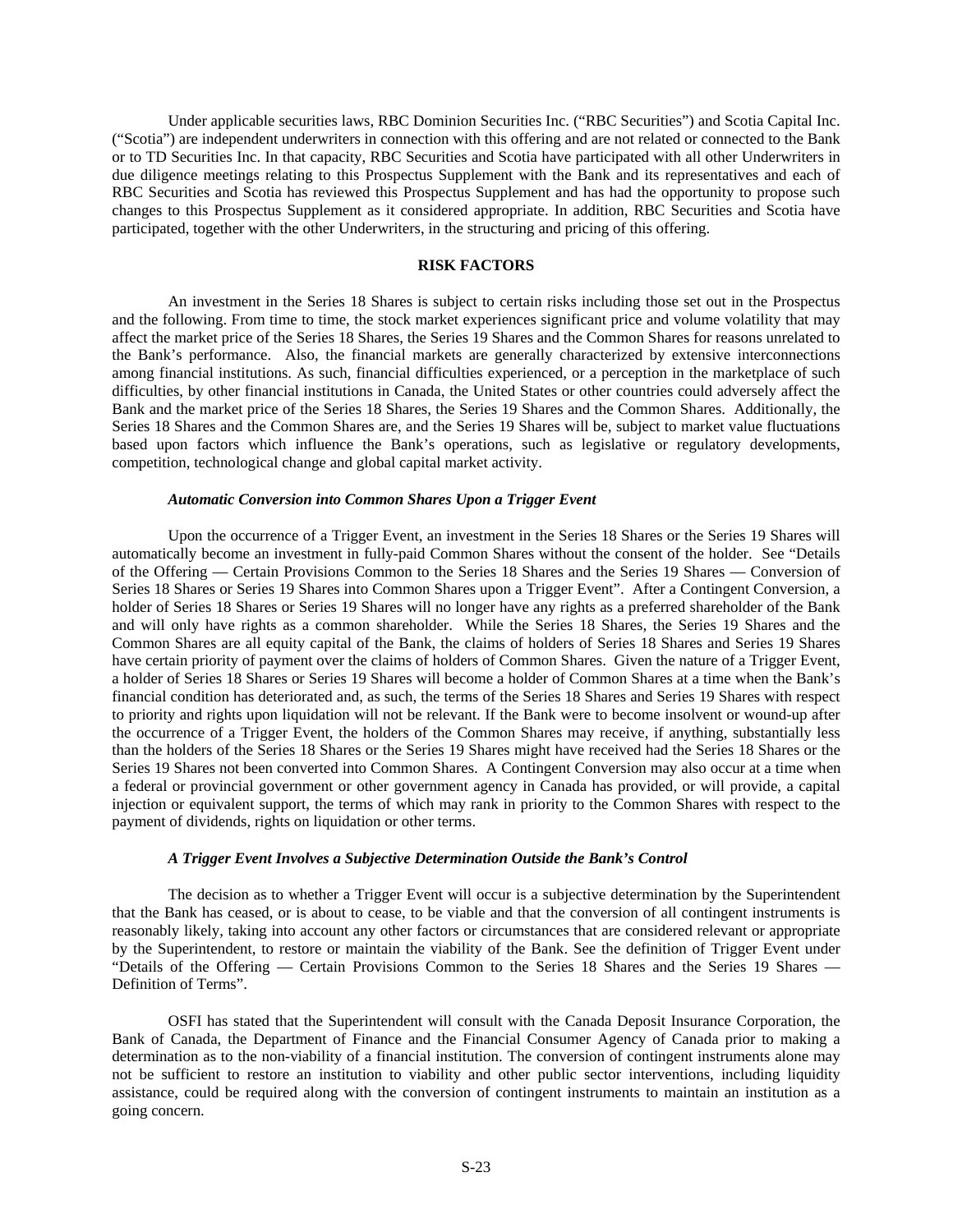Under applicable securities laws, RBC Dominion Securities Inc. ("RBC Securities") and Scotia Capital Inc. ("Scotia") are independent underwriters in connection with this offering and are not related or connected to the Bank or to TD Securities Inc. In that capacity, RBC Securities and Scotia have participated with all other Underwriters in due diligence meetings relating to this Prospectus Supplement with the Bank and its representatives and each of RBC Securities and Scotia has reviewed this Prospectus Supplement and has had the opportunity to propose such changes to this Prospectus Supplement as it considered appropriate. In addition, RBC Securities and Scotia have participated, together with the other Underwriters, in the structuring and pricing of this offering.

## RISK FACTORS

An investment in the Series 18 Shares is subject to certain risks including those set out in the Prospectus and the following. From time to time, the stock market experiences significant price and volume volatility that may affect the market price of the Series 18 Shares, the Series 19 Shares and the Common Shares for reasons unrelated to the Bank's performance. Also, the financial markets are generally characterized by extensive interconnections among financial institutions. As such, financial difficulties experienced, or a perception in the marketplace of such difficulties, by other financial institutions in Canada, the United States or other countries could adversely affect the Bank and the market price of the Series 18 Shares, the Series 19 Shares and the Common Shares. Additionally, the Series 18 Shares and the Common Shares are, and the Series 19 Shares will be, subject to market value fluctuations based upon factors which influence the Bank's operations, such as legislative or regulatory developments, competition, technological change and global capital market activity.

### *Automatic Conversion into Common Shares Upon a Trigger Event*

Upon the occurrence of a Trigger Event, an investment in the Series 18 Shares or the Series 19 Shares will automatically become an investment in fully-paid Common Shares without the consent of the holder. See "Details of the Offering — Certain Provisions Common to the Series 18 Shares and the Series 19 Shares — Conversion of Series 18 Shares or Series 19 Shares into Common Shares upon a Trigger Event". After a Contingent Conversion, a holder of Series 18 Shares or Series 19 Shares will no longer have any rights as a preferred shareholder of the Bank and will only have rights as a common shareholder. While the Series 18 Shares, the Series 19 Shares and the Common Shares are all equity capital of the Bank, the claims of holders of Series 18 Shares and Series 19 Shares have certain priority of payment over the claims of holders of Common Shares. Given the nature of a Trigger Event, a holder of Series 18 Shares or Series 19 Shares will become a holder of Common Shares at a time when the Bank's financial condition has deteriorated and, as such, the terms of the Series 18 Shares and Series 19 Shares with respect to priority and rights upon liquidation will not be relevant. If the Bank were to become insolvent or wound-up after the occurrence of a Trigger Event, the holders of the Common Shares may receive, if anything, substantially less than the holders of the Series 18 Shares or the Series 19 Shares might have received had the Series 18 Shares or the Series 19 Shares not been converted into Common Shares. A Contingent Conversion may also occur at a time when a federal or provincial government or other government agency in Canada has provided, or will provide, a capital injection or equivalent support, the terms of which may rank in priority to the Common Shares with respect to the payment of dividends, rights on liquidation or other terms.

### *A Trigger Event Involves a Subjective Determination Outside the Bank's Control*

The decision as to whether a Trigger Event will occur is a subjective determination by the Superintendent that the Bank has ceased, or is about to cease, to be viable and that the conversion of all contingent instruments is reasonably likely, taking into account any other factors or circumstances that are considered relevant or appropriate by the Superintendent, to restore or maintain the viability of the Bank. See the definition of Trigger Event under "Details of the Offering — Certain Provisions Common to the Series 18 Shares and the Series 19 Shares — Definition of Terms".

OSFI has stated that the Superintendent will consult with the Canada Deposit Insurance Corporation, the Bank of Canada, the Department of Finance and the Financial Consumer Agency of Canada prior to making a determination as to the non-viability of a financial institution. The conversion of contingent instruments alone may not be sufficient to restore an institution to viability and other public sector interventions, including liquidity assistance, could be required along with the conversion of contingent instruments to maintain an institution as a going concern.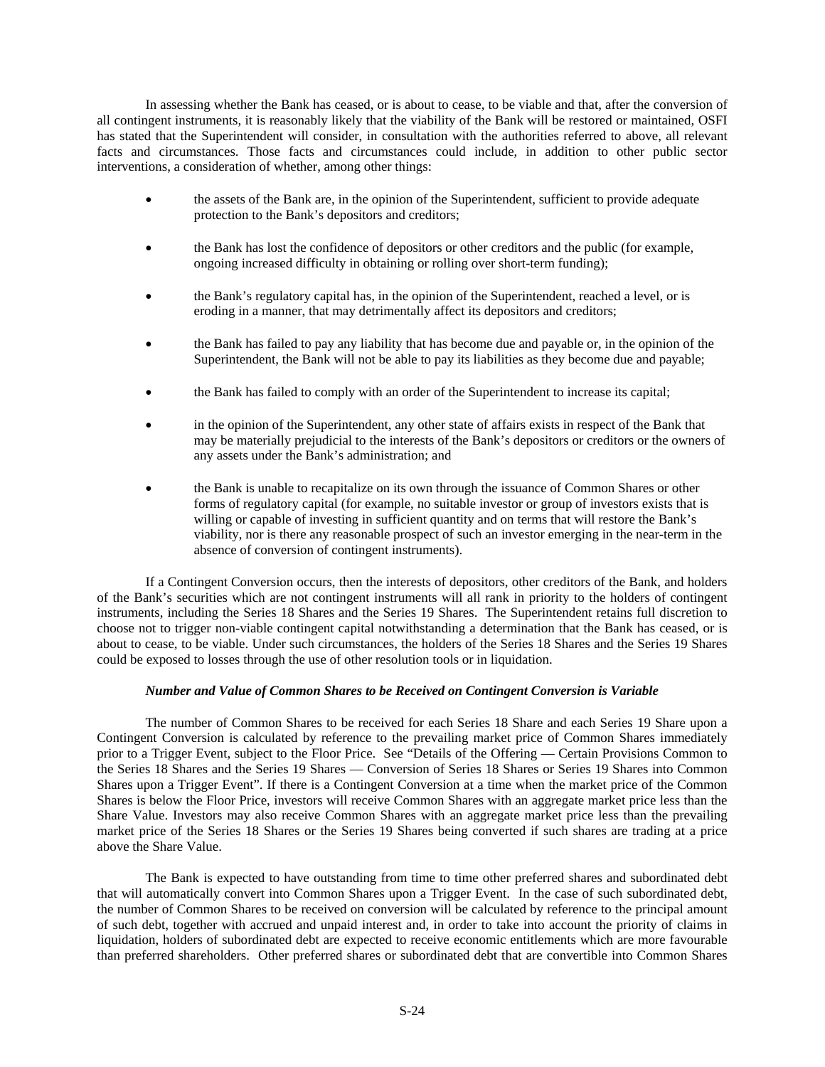In assessing whether the Bank has ceased, or is about to cease, to be viable and that, after the conversion of all contingent instruments, it is reasonably likely that the viability of the Bank will be restored or maintained, OSFI has stated that the Superintendent will consider, in consultation with the authorities referred to above, all relevant facts and circumstances. Those facts and circumstances could include, in addition to other public sector interventions, a consideration of whether, among other things:

- the assets of the Bank are, in the opinion of the Superintendent, sufficient to provide adequate protection to the Bank's depositors and creditors;
- the Bank has lost the confidence of depositors or other creditors and the public (for example, ongoing increased difficulty in obtaining or rolling over short-term funding);
- the Bank's regulatory capital has, in the opinion of the Superintendent, reached a level, or is eroding in a manner, that may detrimentally affect its depositors and creditors;
- the Bank has failed to pay any liability that has become due and payable or, in the opinion of the Superintendent, the Bank will not be able to pay its liabilities as they become due and payable;
- the Bank has failed to comply with an order of the Superintendent to increase its capital;
- in the opinion of the Superintendent, any other state of affairs exists in respect of the Bank that may be materially prejudicial to the interests of the Bank's depositors or creditors or the owners of any assets under the Bank's administration; and
- the Bank is unable to recapitalize on its own through the issuance of Common Shares or other forms of regulatory capital (for example, no suitable investor or group of investors exists that is willing or capable of investing in sufficient quantity and on terms that will restore the Bank's viability, nor is there any reasonable prospect of such an investor emerging in the near-term in the absence of conversion of contingent instruments).

If a Contingent Conversion occurs, then the interests of depositors, other creditors of the Bank, and holders of the Bank's securities which are not contingent instruments will all rank in priority to the holders of contingent instruments, including the Series 18 Shares and the Series 19 Shares. The Superintendent retains full discretion to choose not to trigger non-viable contingent capital notwithstanding a determination that the Bank has ceased, or is about to cease, to be viable. Under such circumstances, the holders of the Series 18 Shares and the Series 19 Shares could be exposed to losses through the use of other resolution tools or in liquidation.

***Number and Value of Common Shares to be Received on Contingent Conversion is Variable***

The number of Common Shares to be received for each Series 18 Share and each Series 19 Share upon a Contingent Conversion is calculated by reference to the prevailing market price of Common Shares immediately prior to a Trigger Event, subject to the Floor Price. See "Details of the Offering — Certain Provisions Common to the Series 18 Shares and the Series 19 Shares — Conversion of Series 18 Shares or Series 19 Shares into Common Shares upon a Trigger Event". If there is a Contingent Conversion at a time when the market price of the Common Shares is below the Floor Price, investors will receive Common Shares with an aggregate market price less than the Share Value. Investors may also receive Common Shares with an aggregate market price less than the prevailing market price of the Series 18 Shares or the Series 19 Shares being converted if such shares are trading at a price above the Share Value.

The Bank is expected to have outstanding from time to time other preferred shares and subordinated debt that will automatically convert into Common Shares upon a Trigger Event. In the case of such subordinated debt, the number of Common Shares to be received on conversion will be calculated by reference to the principal amount of such debt, together with accrued and unpaid interest and, in order to take into account the priority of claims in liquidation, holders of subordinated debt are expected to receive economic entitlements which are more favourable than preferred shareholders. Other preferred shares or subordinated debt that are convertible into Common Shares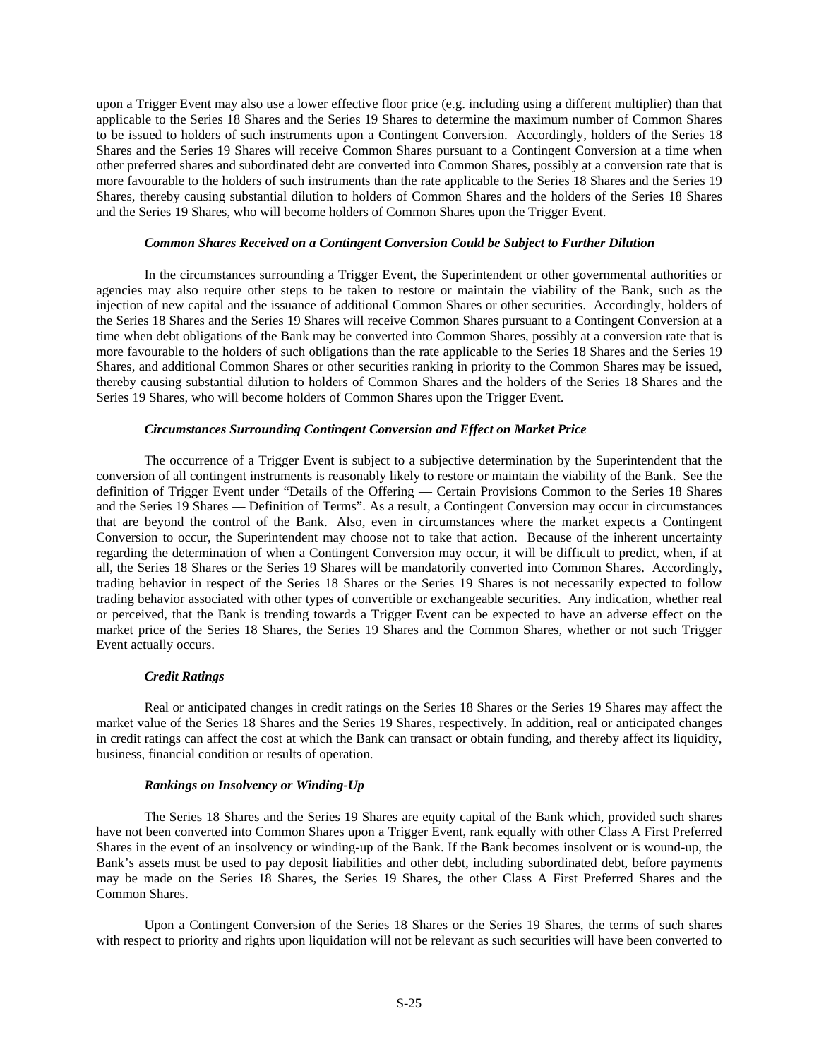upon a Trigger Event may also use a lower effective floor price (e.g. including using a different multiplier) than that applicable to the Series 18 Shares and the Series 19 Shares to determine the maximum number of Common Shares to be issued to holders of such instruments upon a Contingent Conversion. Accordingly, holders of the Series 18 Shares and the Series 19 Shares will receive Common Shares pursuant to a Contingent Conversion at a time when other preferred shares and subordinated debt are converted into Common Shares, possibly at a conversion rate that is more favourable to the holders of such instruments than the rate applicable to the Series 18 Shares and the Series 19 Shares, thereby causing substantial dilution to holders of Common Shares and the holders of the Series 18 Shares and the Series 19 Shares, who will become holders of Common Shares upon the Trigger Event.

***Common Shares Received on a Contingent Conversion Could be Subject to Further Dilution***

In the circumstances surrounding a Trigger Event, the Superintendent or other governmental authorities or agencies may also require other steps to be taken to restore or maintain the viability of the Bank, such as the injection of new capital and the issuance of additional Common Shares or other securities. Accordingly, holders of the Series 18 Shares and the Series 19 Shares will receive Common Shares pursuant to a Contingent Conversion at a time when debt obligations of the Bank may be converted into Common Shares, possibly at a conversion rate that is more favourable to the holders of such obligations than the rate applicable to the Series 18 Shares and the Series 19 Shares, and additional Common Shares or other securities ranking in priority to the Common Shares may be issued, thereby causing substantial dilution to holders of Common Shares and the holders of the Series 18 Shares and the Series 19 Shares, who will become holders of Common Shares upon the Trigger Event.

***Circumstances Surrounding Contingent Conversion and Effect on Market Price***

The occurrence of a Trigger Event is subject to a subjective determination by the Superintendent that the conversion of all contingent instruments is reasonably likely to restore or maintain the viability of the Bank. See the definition of Trigger Event under "Details of the Offering — Certain Provisions Common to the Series 18 Shares and the Series 19 Shares — Definition of Terms". As a result, a Contingent Conversion may occur in circumstances that are beyond the control of the Bank. Also, even in circumstances where the market expects a Contingent Conversion to occur, the Superintendent may choose not to take that action. Because of the inherent uncertainty regarding the determination of when a Contingent Conversion may occur, it will be difficult to predict, when, if at all, the Series 18 Shares or the Series 19 Shares will be mandatorily converted into Common Shares. Accordingly, trading behavior in respect of the Series 18 Shares or the Series 19 Shares is not necessarily expected to follow trading behavior associated with other types of convertible or exchangeable securities. Any indication, whether real or perceived, that the Bank is trending towards a Trigger Event can be expected to have an adverse effect on the market price of the Series 18 Shares, the Series 19 Shares and the Common Shares, whether or not such Trigger Event actually occurs.

***Credit Ratings***

Real or anticipated changes in credit ratings on the Series 18 Shares or the Series 19 Shares may affect the market value of the Series 18 Shares and the Series 19 Shares, respectively. In addition, real or anticipated changes in credit ratings can affect the cost at which the Bank can transact or obtain funding, and thereby affect its liquidity, business, financial condition or results of operation.

***Rankings on Insolvency or Winding-Up***

The Series 18 Shares and the Series 19 Shares are equity capital of the Bank which, provided such shares have not been converted into Common Shares upon a Trigger Event, rank equally with other Class A First Preferred Shares in the event of an insolvency or winding-up of the Bank. If the Bank becomes insolvent or is wound-up, the Bank's assets must be used to pay deposit liabilities and other debt, including subordinated debt, before payments may be made on the Series 18 Shares, the Series 19 Shares, the other Class A First Preferred Shares and the Common Shares.

Upon a Contingent Conversion of the Series 18 Shares or the Series 19 Shares, the terms of such shares with respect to priority and rights upon liquidation will not be relevant as such securities will have been converted to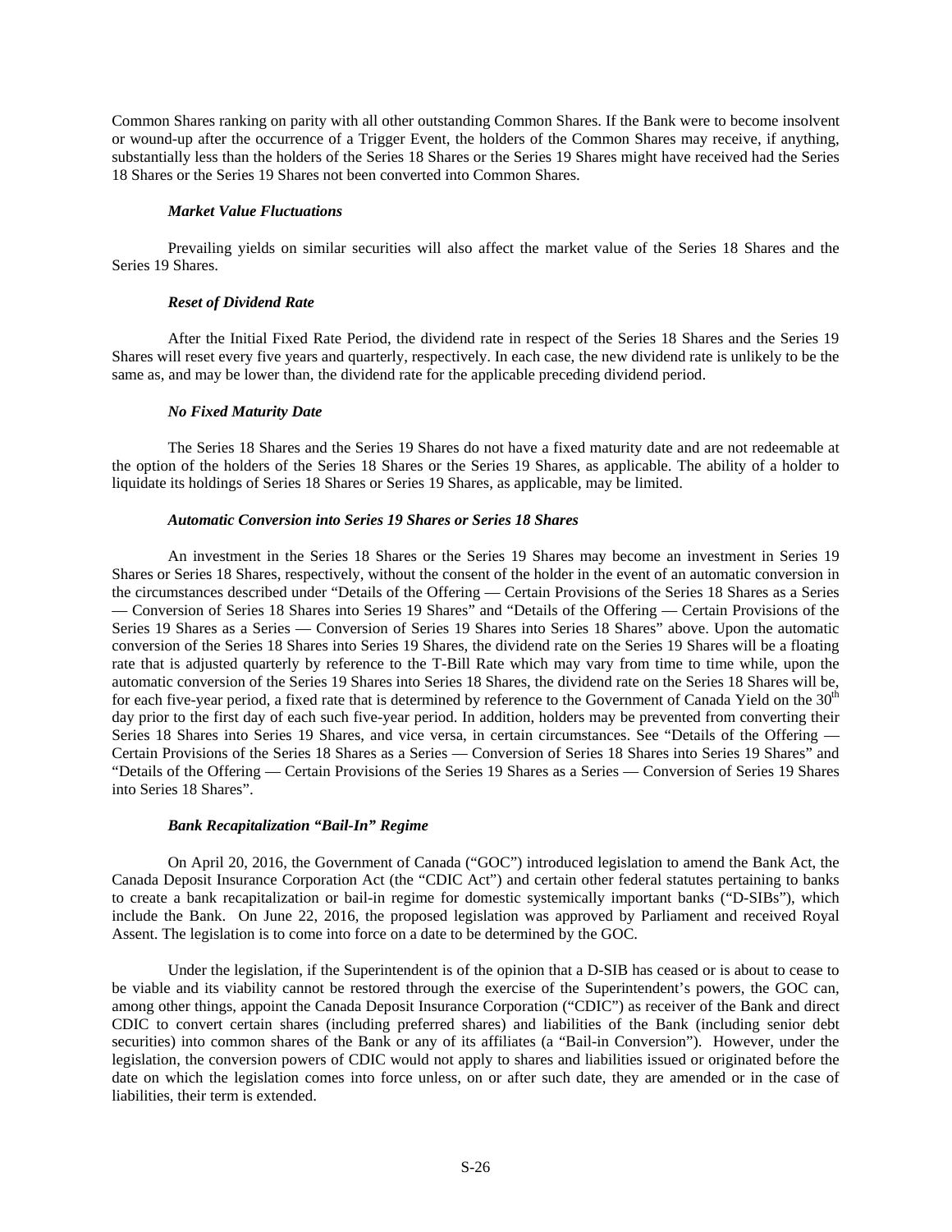Common Shares ranking on parity with all other outstanding Common Shares. If the Bank were to become insolvent or wound-up after the occurrence of a Trigger Event, the holders of the Common Shares may receive, if anything, substantially less than the holders of the Series 18 Shares or the Series 19 Shares might have received had the Series 18 Shares or the Series 19 Shares not been converted into Common Shares.

***Market Value Fluctuations***

Prevailing yields on similar securities will also affect the market value of the Series 18 Shares and the Series 19 Shares.

***Reset of Dividend Rate***

After the Initial Fixed Rate Period, the dividend rate in respect of the Series 18 Shares and the Series 19 Shares will reset every five years and quarterly, respectively. In each case, the new dividend rate is unlikely to be the same as, and may be lower than, the dividend rate for the applicable preceding dividend period.

***No Fixed Maturity Date***

The Series 18 Shares and the Series 19 Shares do not have a fixed maturity date and are not redeemable at the option of the holders of the Series 18 Shares or the Series 19 Shares, as applicable. The ability of a holder to liquidate its holdings of Series 18 Shares or Series 19 Shares, as applicable, may be limited.

***Automatic Conversion into Series 19 Shares or Series 18 Shares***

An investment in the Series 18 Shares or the Series 19 Shares may become an investment in Series 19 Shares or Series 18 Shares, respectively, without the consent of the holder in the event of an automatic conversion in the circumstances described under "Details of the Offering — Certain Provisions of the Series 18 Shares as a Series — Conversion of Series 18 Shares into Series 19 Shares" and "Details of the Offering — Certain Provisions of the Series 19 Shares as a Series — Conversion of Series 19 Shares into Series 18 Shares" above. Upon the automatic conversion of the Series 18 Shares into Series 19 Shares, the dividend rate on the Series 19 Shares will be a floating rate that is adjusted quarterly by reference to the T-Bill Rate which may vary from time to time while, upon the automatic conversion of the Series 19 Shares into Series 18 Shares, the dividend rate on the Series 18 Shares will be, for each five-year period, a fixed rate that is determined by reference to the Government of Canada Yield on the 30th day prior to the first day of each such five-year period. In addition, holders may be prevented from converting their Series 18 Shares into Series 19 Shares, and vice versa, in certain circumstances. See "Details of the Offering — Certain Provisions of the Series 18 Shares as a Series — Conversion of Series 18 Shares into Series 19 Shares" and "Details of the Offering — Certain Provisions of the Series 19 Shares as a Series — Conversion of Series 19 Shares into Series 18 Shares".

***Bank Recapitalization "Bail-In" Regime***

On April 20, 2016, the Government of Canada ("GOC") introduced legislation to amend the Bank Act, the Canada Deposit Insurance Corporation Act (the "CDIC Act") and certain other federal statutes pertaining to banks to create a bank recapitalization or bail-in regime for domestic systemically important banks ("D-SIBs"), which include the Bank. On June 22, 2016, the proposed legislation was approved by Parliament and received Royal Assent. The legislation is to come into force on a date to be determined by the GOC.

Under the legislation, if the Superintendent is of the opinion that a D-SIB has ceased or is about to cease to be viable and its viability cannot be restored through the exercise of the Superintendent's powers, the GOC can, among other things, appoint the Canada Deposit Insurance Corporation ("CDIC") as receiver of the Bank and direct CDIC to convert certain shares (including preferred shares) and liabilities of the Bank (including senior debt securities) into common shares of the Bank or any of its affiliates (a "Bail-in Conversion"). However, under the legislation, the conversion powers of CDIC would not apply to shares and liabilities issued or originated before the date on which the legislation comes into force unless, on or after such date, they are amended or in the case of liabilities, their term is extended.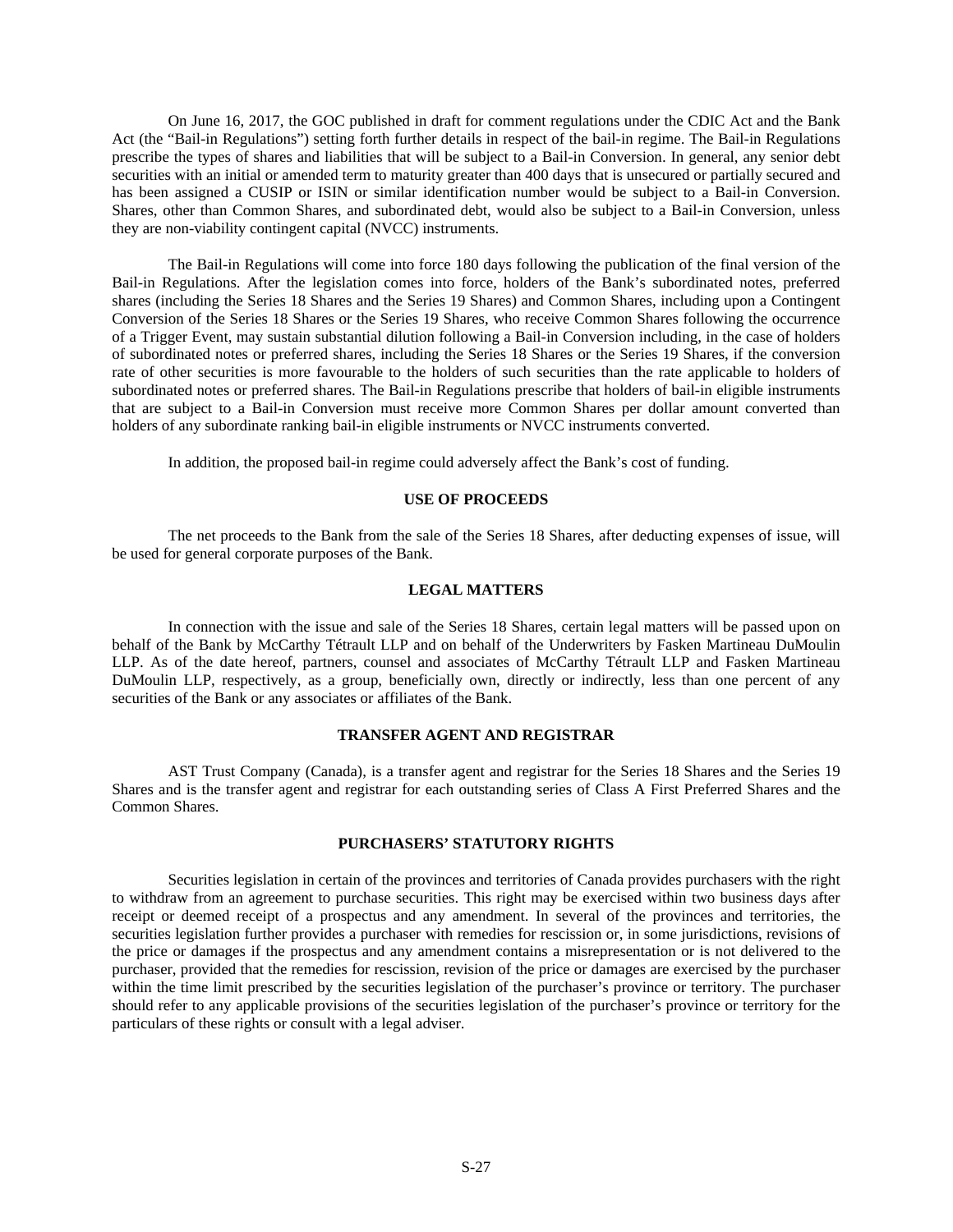On June 16, 2017, the GOC published in draft for comment regulations under the CDIC Act and the Bank Act (the "Bail-in Regulations") setting forth further details in respect of the bail-in regime. The Bail-in Regulations prescribe the types of shares and liabilities that will be subject to a Bail-in Conversion. In general, any senior debt securities with an initial or amended term to maturity greater than 400 days that is unsecured or partially secured and has been assigned a CUSIP or ISIN or similar identification number would be subject to a Bail-in Conversion. Shares, other than Common Shares, and subordinated debt, would also be subject to a Bail-in Conversion, unless they are non-viability contingent capital (NVCC) instruments.

The Bail-in Regulations will come into force 180 days following the publication of the final version of the Bail-in Regulations. After the legislation comes into force, holders of the Bank's subordinated notes, preferred shares (including the Series 18 Shares and the Series 19 Shares) and Common Shares, including upon a Contingent Conversion of the Series 18 Shares or the Series 19 Shares, who receive Common Shares following the occurrence of a Trigger Event, may sustain substantial dilution following a Bail-in Conversion including, in the case of holders of subordinated notes or preferred shares, including the Series 18 Shares or the Series 19 Shares, if the conversion rate of other securities is more favourable to the holders of such securities than the rate applicable to holders of subordinated notes or preferred shares. The Bail-in Regulations prescribe that holders of bail-in eligible instruments that are subject to a Bail-in Conversion must receive more Common Shares per dollar amount converted than holders of any subordinate ranking bail-in eligible instruments or NVCC instruments converted.

In addition, the proposed bail-in regime could adversely affect the Bank's cost of funding.

## USE OF PROCEEDS

The net proceeds to the Bank from the sale of the Series 18 Shares, after deducting expenses of issue, will be used for general corporate purposes of the Bank.

## LEGAL MATTERS

In connection with the issue and sale of the Series 18 Shares, certain legal matters will be passed upon on behalf of the Bank by McCarthy Tétrault LLP and on behalf of the Underwriters by Fasken Martineau DuMoulin LLP. As of the date hereof, partners, counsel and associates of McCarthy Tétrault LLP and Fasken Martineau DuMoulin LLP, respectively, as a group, beneficially own, directly or indirectly, less than one percent of any securities of the Bank or any associates or affiliates of the Bank.

## TRANSFER AGENT AND REGISTRAR

AST Trust Company (Canada), is a transfer agent and registrar for the Series 18 Shares and the Series 19 Shares and is the transfer agent and registrar for each outstanding series of Class A First Preferred Shares and the Common Shares.

## PURCHASERS' STATUTORY RIGHTS

Securities legislation in certain of the provinces and territories of Canada provides purchasers with the right to withdraw from an agreement to purchase securities. This right may be exercised within two business days after receipt or deemed receipt of a prospectus and any amendment. In several of the provinces and territories, the securities legislation further provides a purchaser with remedies for rescission or, in some jurisdictions, revisions of the price or damages if the prospectus and any amendment contains a misrepresentation or is not delivered to the purchaser, provided that the remedies for rescission, revision of the price or damages are exercised by the purchaser within the time limit prescribed by the securities legislation of the purchaser's province or territory. The purchaser should refer to any applicable provisions of the securities legislation of the purchaser's province or territory for the particulars of these rights or consult with a legal adviser.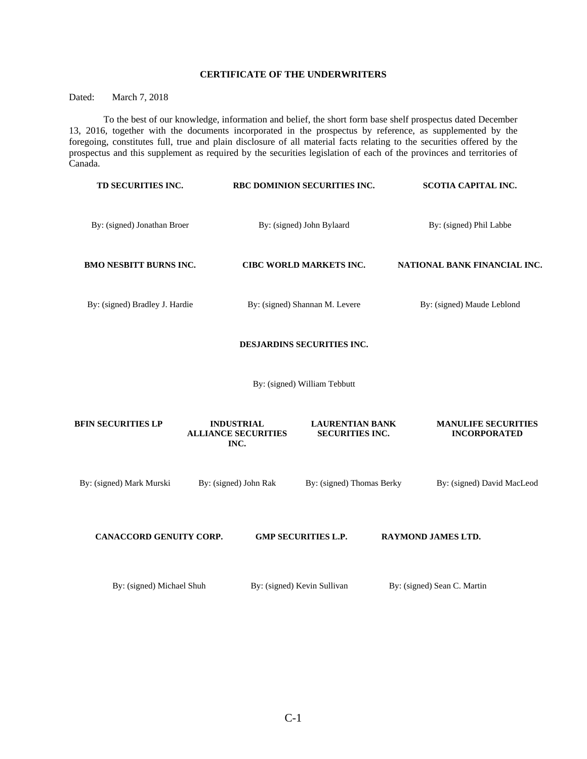## CERTIFICATE OF THE UNDERWRITERS

Dated: March 7, 2018

To the best of our knowledge, information and belief, the short form base shelf prospectus dated December 13, 2016, together with the documents incorporated in the prospectus by reference, as supplemented by the foregoing, constitutes full, true and plain disclosure of all material facts relating to the securities offered by the prospectus and this supplement as required by the securities legislation of each of the provinces and territories of Canada.

**TD SECURITIES INC.**

By: (signed) Jonathan Broer

**RBC DOMINION SECURITIES INC.**

By: (signed) John Bylaard

**SCOTIA CAPITAL INC.**

By: (signed) Phil Labbe

**BMO NESBITT BURNS INC.**

By: (signed) Bradley J. Hardie

**CIBC WORLD MARKETS INC.**

By: (signed) Shannan M. Levere

**NATIONAL BANK FINANCIAL INC.**

By: (signed) Maude Leblond

**DESJARDINS SECURITIES INC.**

By: (signed) William Tebbutt

**BFIN SECURITIES LP**

By: (signed) Mark Murski

**INDUSTRIAL ALLIANCE SECURITIES INC.**

By: (signed) John Rak

**LAURENTIAN BANK SECURITIES INC.**

By: (signed) Thomas Berky

**MANULIFE SECURITIES INCORPORATED**

By: (signed) David MacLeod

**CANACCORD GENUITY CORP.**

By: (signed) Michael Shuh

**GMP SECURITIES L.P.**

By: (signed) Kevin Sullivan

**RAYMOND JAMES LTD.**

By: (signed) Sean C. Martin